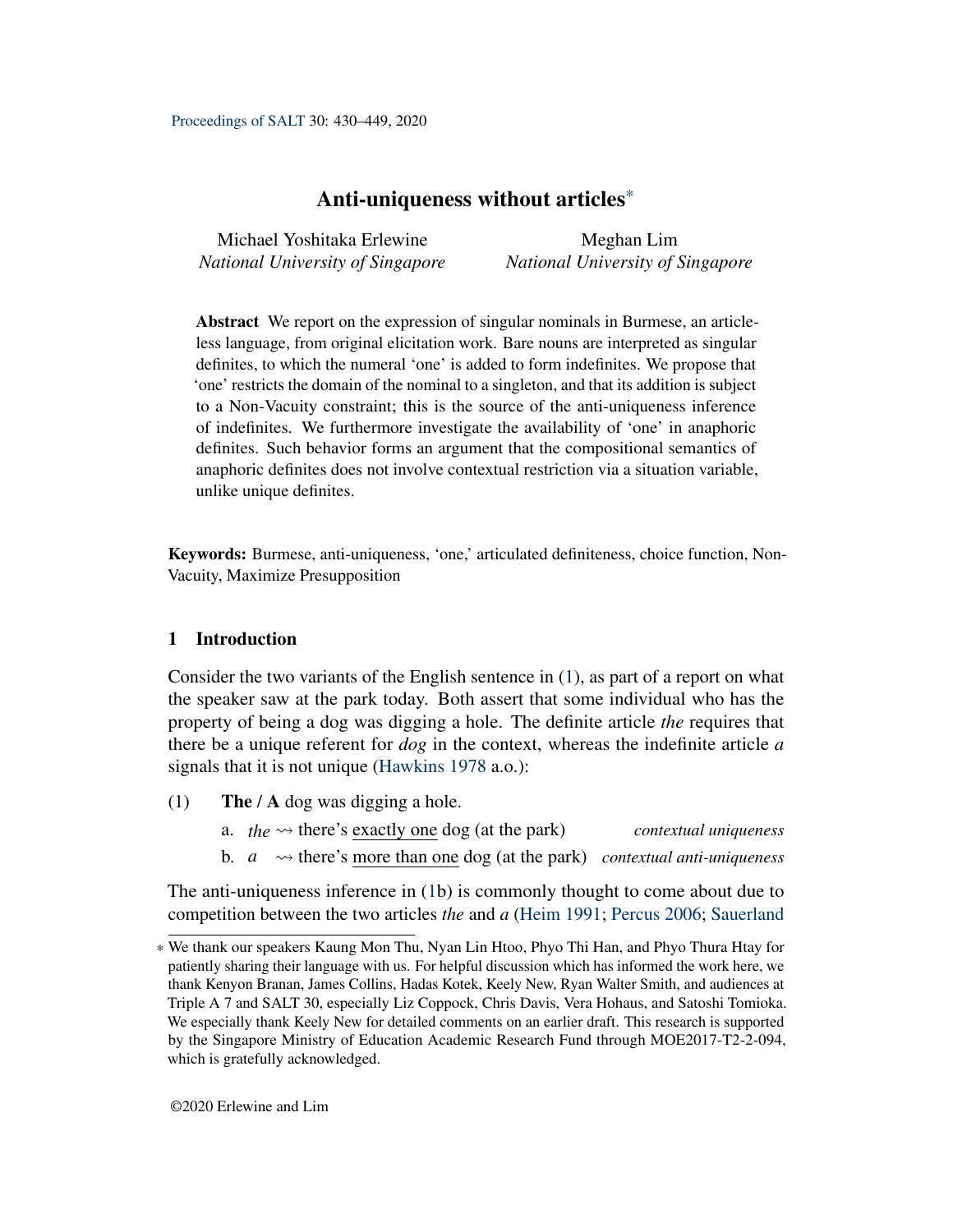Proceedings of SALT 30: 430–449, 2020

# Anti-uniqueness without articles*

Michael Yoshitaka Erlewine
*National University of Singapore*

Meghan Lim
*National University of Singapore*

**Abstract** We report on the expression of singular nominals in Burmese, an article-less language, from original elicitation work. Bare nouns are interpreted as singular definites, to which the numeral 'one' is added to form indefinites. We propose that 'one' restricts the domain of the nominal to a singleton, and that its addition is subject to a Non-Vacuity constraint; this is the source of the anti-uniqueness inference of indefinites. We furthermore investigate the availability of 'one' in anaphoric definites. Such behavior forms an argument that the compositional semantics of anaphoric definites does not involve contextual restriction via a situation variable, unlike unique definites.

**Keywords:** Burmese, anti-uniqueness, 'one,' articulated definiteness, choice function, Non-Vacuity, Maximize Presupposition

## 1 Introduction

Consider the two variants of the English sentence in (1), as part of a report on what the speaker saw at the park today. Both assert that some individual who has the property of being a dog was digging a hole. The definite article *the* requires that there be a unique referent for *dog* in the context, whereas the indefinite article *a* signals that it is not unique (Hawkins 1978 a.o.):

(1) **The / A** dog was digging a hole.

a. *the* $\rightsquigarrow$ there's exactly one dog (at the park) *contextual uniqueness*

b. *a* $\rightsquigarrow$ there's more than one dog (at the park) *contextual anti-uniqueness*

The anti-uniqueness inference in (1b) is commonly thought to come about due to competition between the two articles *the* and *a* (Heim 1991; Percus 2006; Sauerland

---

* We thank our speakers Kaung Mon Thu, Nyan Lin Htoo, Phyo Thi Han, and Phyo Thura Htay for patiently sharing their language with us. For helpful discussion which has informed the work here, we thank Kenyon Branan, James Collins, Hadas Kotek, Keely New, Ryan Walter Smith, and audiences at Triple A 7 and SALT 30, especially Liz Coppock, Chris Davis, Vera Hohaus, and Satoshi Tomioka. We especially thank Keely New for detailed comments on an earlier draft. This research is supported by the Singapore Ministry of Education Academic Research Fund through MOE2017-T2-2-094, which is gratefully acknowledged.

©2020 Erlewine and Lim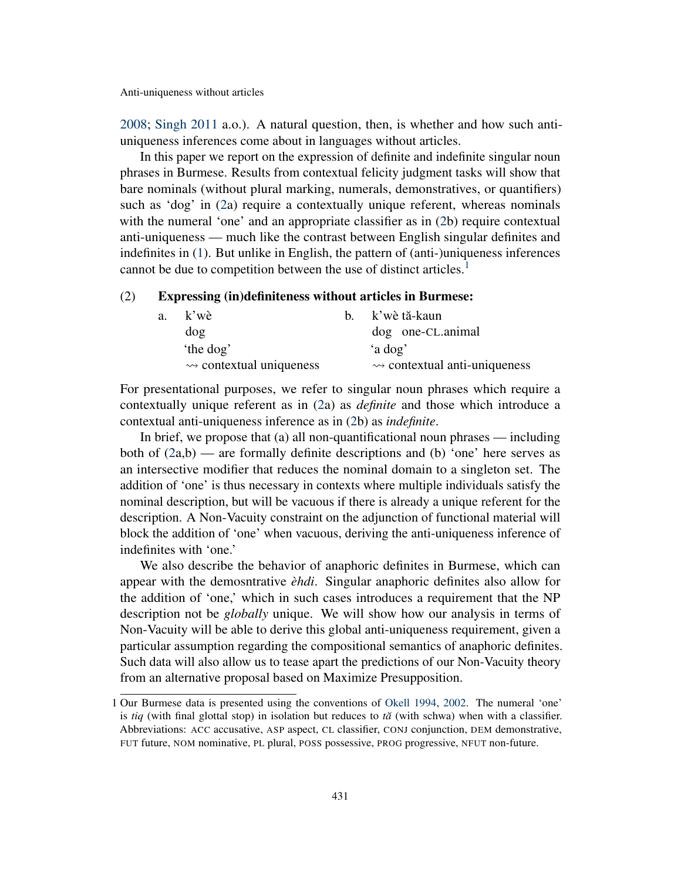2008; Singh 2011 a.o.). A natural question, then, is whether and how such anti-uniqueness inferences come about in languages without articles.

In this paper we report on the expression of definite and indefinite singular noun phrases in Burmese. Results from contextual felicity judgment tasks will show that bare nominals (without plural marking, numerals, demonstratives, or quantifiers) such as 'dog' in (2a) require a contextually unique referent, whereas nominals with the numeral 'one' and an appropriate classifier as in (2b) require contextual anti-uniqueness — much like the contrast between English singular definites and indefinites in (1). But unlike in English, the pattern of (anti-)uniqueness inferences cannot be due to competition between the use of distinct articles.[1]

(2) **Expressing (in)definiteness without articles in Burmese:**

a. k'wè
   dog
   'the dog'
   ⇝ contextual uniqueness

b. k'wè tă-kaun
   dog one-CL.animal
   'a dog'
   ⇝ contextual anti-uniqueness

For presentational purposes, we refer to singular noun phrases which require a contextually unique referent as in (2a) as *definite* and those which introduce a contextual anti-uniqueness inference as in (2b) as *indefinite*.

In brief, we propose that (a) all non-quantificational noun phrases — including both of (2a,b) — are formally definite descriptions and (b) 'one' here serves as an intersective modifier that reduces the nominal domain to a singleton set. The addition of 'one' is thus necessary in contexts where multiple individuals satisfy the nominal description, but will be vacuous if there is already a unique referent for the description. A Non-Vacuity constraint on the adjunction of functional material will block the addition of 'one' when vacuous, deriving the anti-uniqueness inference of indefinites with 'one.'

We also describe the behavior of anaphoric definites in Burmese, which can appear with the demosntrative *èhdi*. Singular anaphoric definites also allow for the addition of 'one,' which in such cases introduces a requirement that the NP description not be *globally* unique. We will show how our analysis in terms of Non-Vacuity will be able to derive this global anti-uniqueness requirement, given a particular assumption regarding the compositional semantics of anaphoric definites. Such data will also allow us to tease apart the predictions of our Non-Vacuity theory from an alternative proposal based on Maximize Presupposition.

---

1 Our Burmese data is presented using the conventions of Okell 1994, 2002. The numeral 'one' is *tiq* (with final glottal stop) in isolation but reduces to *tă* (with schwa) when with a classifier. Abbreviations: ACC accusative, ASP aspect, CL classifier, CONJ conjunction, DEM demonstrative, FUT future, NOM nominative, PL plural, POSS possessive, PROG progressive, NFUT non-future.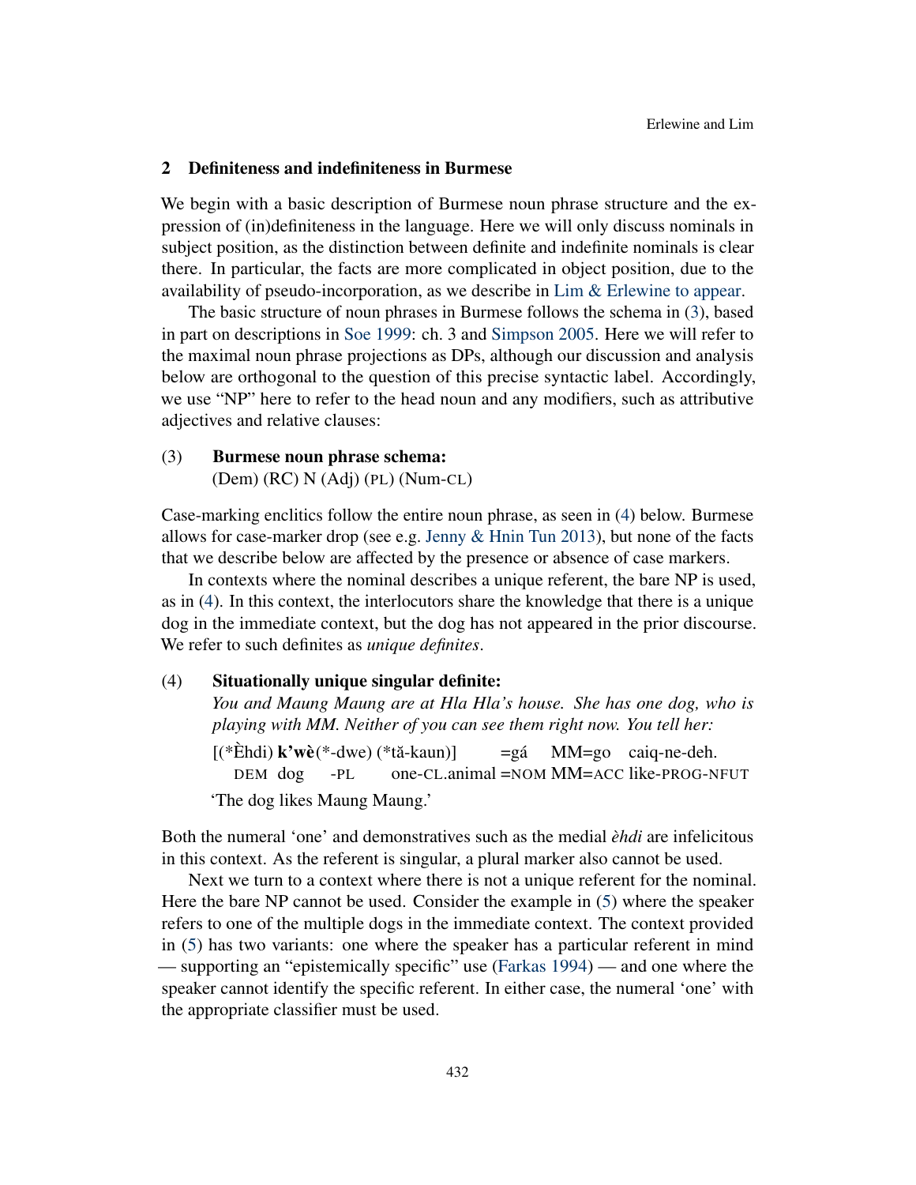## 2 Definiteness and indefiniteness in Burmese

We begin with a basic description of Burmese noun phrase structure and the expression of (in)definiteness in the language. Here we will only discuss nominals in subject position, as the distinction between definite and indefinite nominals is clear there. In particular, the facts are more complicated in object position, due to the availability of pseudo-incorporation, as we describe in Lim & Erlewine to appear.

The basic structure of noun phrases in Burmese follows the schema in (3), based in part on descriptions in Soe 1999: ch. 3 and Simpson 2005. Here we will refer to the maximal noun phrase projections as DPs, although our discussion and analysis below are orthogonal to the question of this precise syntactic label. Accordingly, we use "NP" here to refer to the head noun and any modifiers, such as attributive adjectives and relative clauses:

(3) **Burmese noun phrase schema:**
(Dem) (RC) N (Adj) (PL) (Num-CL)

Case-marking enclitics follow the entire noun phrase, as seen in (4) below. Burmese allows for case-marker drop (see e.g. Jenny & Hnin Tun 2013), but none of the facts that we describe below are affected by the presence or absence of case markers.

In contexts where the nominal describes a unique referent, the bare NP is used, as in (4). In this context, the interlocutors share the knowledge that there is a unique dog in the immediate context, but the dog has not appeared in the prior discourse. We refer to such definites as *unique definites*.

(4) **Situationally unique singular definite:**
*You and Maung Maung are at Hla Hla's house. She has one dog, who is playing with MM. Neither of you can see them right now. You tell her:*

[(\*Èhdi) **k'wè**(\*-dwe) (\*tă-kaun)] =gá MM=go caiq-ne-deh.
DEM dog -PL one-CL.animal =NOM MM=ACC like-PROG-NFUT

'The dog likes Maung Maung.'

Both the numeral 'one' and demonstratives such as the medial *èhdi* are infelicitous in this context. As the referent is singular, a plural marker also cannot be used.

Next we turn to a context where there is not a unique referent for the nominal. Here the bare NP cannot be used. Consider the example in (5) where the speaker refers to one of the multiple dogs in the immediate context. The context provided in (5) has two variants: one where the speaker has a particular referent in mind — supporting an "epistemically specific" use (Farkas 1994) — and one where the speaker cannot identify the specific referent. In either case, the numeral 'one' with the appropriate classifier must be used.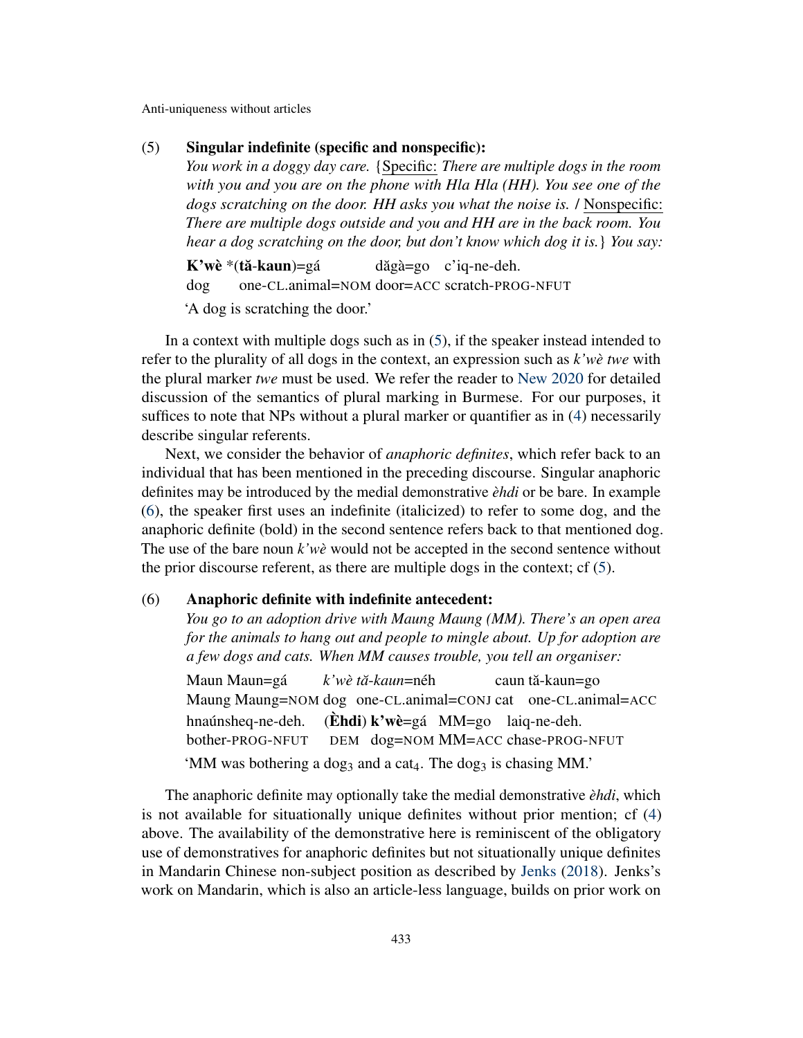(5) **Singular indefinite (specific and nonspecific):**
*You work in a doggy day care.* {Specific: *There are multiple dogs in the room with you and you are on the phone with Hla Hla (HH). You see one of the dogs scratching on the door. HH asks you what the noise is.* / Nonspecific: *There are multiple dogs outside and you and HH are in the back room. You hear a dog scratching on the door, but don't know which dog it is.*} *You say:*

**K'wè** *(**tă-kaun**)=gá dăgà=go c'iq-ne-deh.
dog one-CL.animal=NOM door=ACC scratch-PROG-NFUT
'A dog is scratching the door.'

In a context with multiple dogs such as in (5), if the speaker instead intended to refer to the plurality of all dogs in the context, an expression such as *k'wè twe* with the plural marker *twe* must be used. We refer the reader to New 2020 for detailed discussion of the semantics of plural marking in Burmese. For our purposes, it suffices to note that NPs without a plural marker or quantifier as in (4) necessarily describe singular referents.

Next, we consider the behavior of *anaphoric definites*, which refer back to an individual that has been mentioned in the preceding discourse. Singular anaphoric definites may be introduced by the medial demonstrative *èhdi* or be bare. In example (6), the speaker first uses an indefinite (italicized) to refer to some dog, and the anaphoric definite (bold) in the second sentence refers back to that mentioned dog. The use of the bare noun *k'wè* would not be accepted in the second sentence without the prior discourse referent, as there are multiple dogs in the context; cf (5).

(6) **Anaphoric definite with indefinite antecedent:**
*You go to an adoption drive with Maung Maung (MM). There's an open area for the animals to hang out and people to mingle about. Up for adoption are a few dogs and cats. When MM causes trouble, you tell an organiser:*

Maun Maun=gá *k'wè tă-kaun*=néh caun tă-kaun=go
Maung Maung=NOM dog one-CL.animal=CONJ cat one-CL.animal=ACC
hnaúnsheq-ne-deh. (**Èhdi**) **k'wè**=gá MM=go laiq-ne-deh.
bother-PROG-NFUT DEM dog=NOM MM=ACC chase-PROG-NFUT
'MM was bothering a dog$_3$ and a cat$_4$. The dog$_3$ is chasing MM.'

The anaphoric definite may optionally take the medial demonstrative *èhdi*, which is not available for situationally unique definites without prior mention; cf (4) above. The availability of the demonstrative here is reminiscent of the obligatory use of demonstratives for anaphoric definites but not situationally unique definites in Mandarin Chinese non-subject position as described by Jenks (2018). Jenks's work on Mandarin, which is also an article-less language, builds on prior work on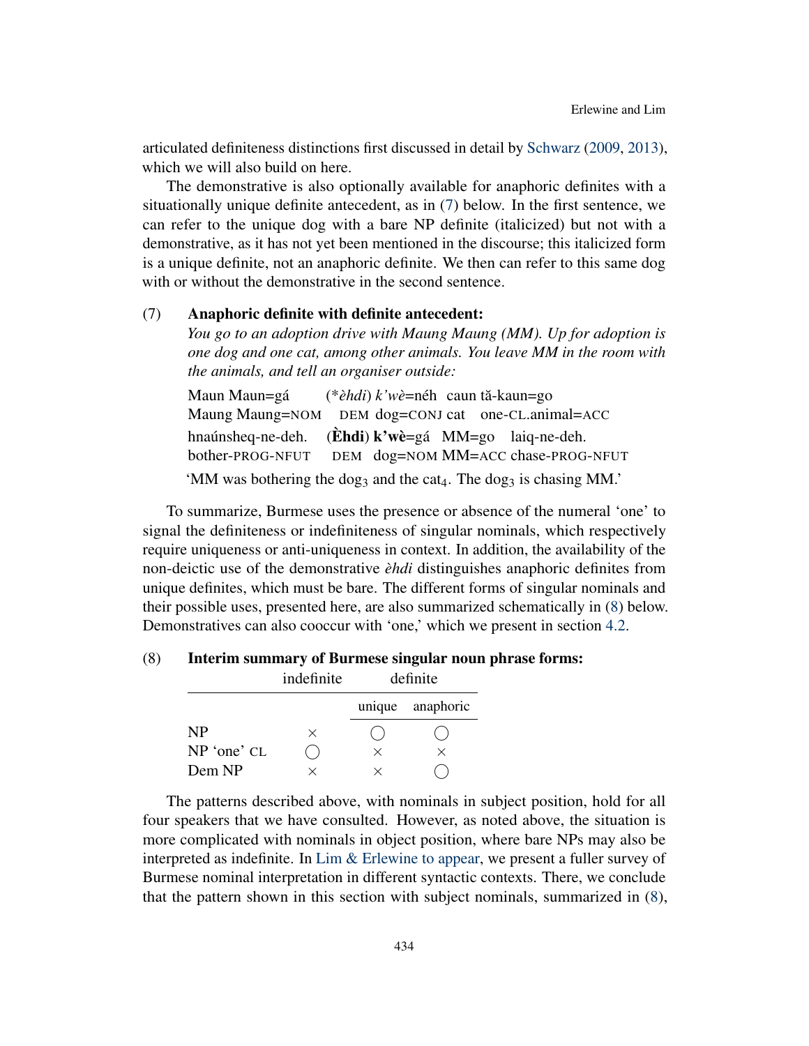articulated definiteness distinctions first discussed in detail by Schwarz (2009, 2013), which we will also build on here.

The demonstrative is also optionally available for anaphoric definites with a situationally unique definite antecedent, as in (7) below. In the first sentence, we can refer to the unique dog with a bare NP definite (italicized) but not with a demonstrative, as it has not yet been mentioned in the discourse; this italicized form is a unique definite, not an anaphoric definite. We then can refer to this same dog with or without the demonstrative in the second sentence.

(7) **Anaphoric definite with definite antecedent:**
*You go to an adoption drive with Maung Maung (MM). Up for adoption is one dog and one cat, among other animals. You leave MM in the room with the animals, and tell an organiser outside:*

Maun Maun=gá (\**èhdi*) *k'wè*=néh caun tă-kaun=go
Maung Maung=NOM DEM dog=CONJ cat one-CL.animal=ACC

hnaúnsheq-ne-deh. (**Èhdi**) **k'wè**=gá MM=go laiq-ne-deh.
bother-PROG-NFUT DEM dog=NOM MM=ACC chase-PROG-NFUT

'MM was bothering the dog$_3$ and the cat$_4$. The dog$_3$ is chasing MM.'

To summarize, Burmese uses the presence or absence of the numeral 'one' to signal the definiteness or indefiniteness of singular nominals, which respectively require uniqueness or anti-uniqueness in context. In addition, the availability of the non-deictic use of the demonstrative *èhdi* distinguishes anaphoric definites from unique definites, which must be bare. The different forms of singular nominals and their possible uses, presented here, are also summarized schematically in (8) below. Demonstratives can also cooccur with 'one,' which we present in section 4.2.

(8) **Interim summary of Burmese singular noun phrase forms:**

| | indefinite | definite | |
|---|---|---|---|
| | | unique | anaphoric |
| NP | × | ◯ | ◯ |
| NP 'one' CL | ◯ | × | × |
| Dem NP | × | × | ◯ |

The patterns described above, with nominals in subject position, hold for all four speakers that we have consulted. However, as noted above, the situation is more complicated with nominals in object position, where bare NPs may also be interpreted as indefinite. In Lim & Erlewine to appear, we present a fuller survey of Burmese nominal interpretation in different syntactic contexts. There, we conclude that the pattern shown in this section with subject nominals, summarized in (8),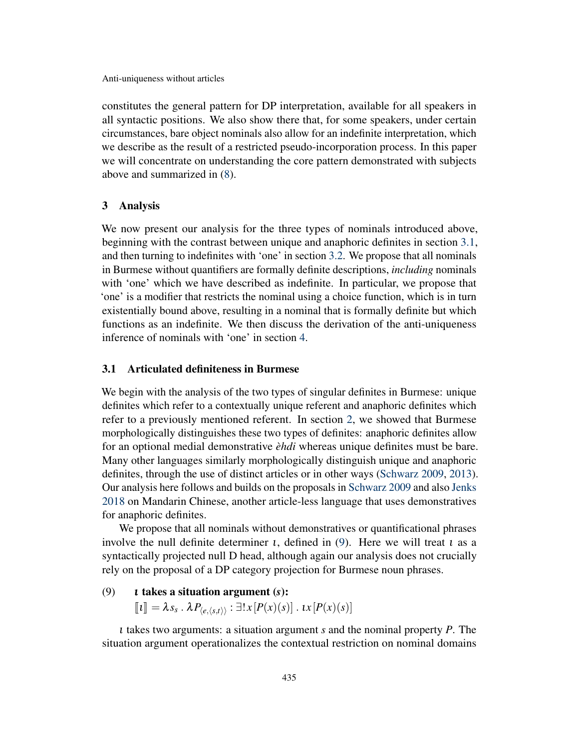constitutes the general pattern for DP interpretation, available for all speakers in all syntactic positions. We also show there that, for some speakers, under certain circumstances, bare object nominals also allow for an indefinite interpretation, which we describe as the result of a restricted pseudo-incorporation process. In this paper we will concentrate on understanding the core pattern demonstrated with subjects above and summarized in (8).

## 3 Analysis

We now present our analysis for the three types of nominals introduced above, beginning with the contrast between unique and anaphoric definites in section 3.1, and then turning to indefinites with 'one' in section 3.2. We propose that all nominals in Burmese without quantifiers are formally definite descriptions, *including* nominals with 'one' which we have described as indefinite. In particular, we propose that 'one' is a modifier that restricts the nominal using a choice function, which is in turn existentially bound above, resulting in a nominal that is formally definite but which functions as an indefinite. We then discuss the derivation of the anti-uniqueness inference of nominals with 'one' in section 4.

### 3.1 Articulated definiteness in Burmese

We begin with the analysis of the two types of singular definites in Burmese: unique definites which refer to a contextually unique referent and anaphoric definites which refer to a previously mentioned referent. In section 2, we showed that Burmese morphologically distinguishes these two types of definites: anaphoric definites allow for an optional medial demonstrative *èhdi* whereas unique definites must be bare. Many other languages similarly morphologically distinguish unique and anaphoric definites, through the use of distinct articles or in other ways (Schwarz 2009, 2013). Our analysis here follows and builds on the proposals in Schwarz 2009 and also Jenks 2018 on Mandarin Chinese, another article-less language that uses demonstratives for anaphoric definites.

We propose that all nominals without demonstratives or quantificational phrases involve the null definite determiner $\iota$, defined in (9). Here we will treat $\iota$ as a syntactically projected null D head, although again our analysis does not crucially rely on the proposal of a DP category projection for Burmese noun phrases.

(9) **$\iota$ takes a situation argument ($s$):**
$$[\![\iota]\!] = \lambda s_s \,.\, \lambda P_{\langle e,\langle s,t\rangle\rangle} : \exists! x [P(x)(s)] \,.\, \iota x [P(x)(s)]$$

$\iota$ takes two arguments: a situation argument $s$ and the nominal property $P$. The situation argument operationalizes the contextual restriction on nominal domains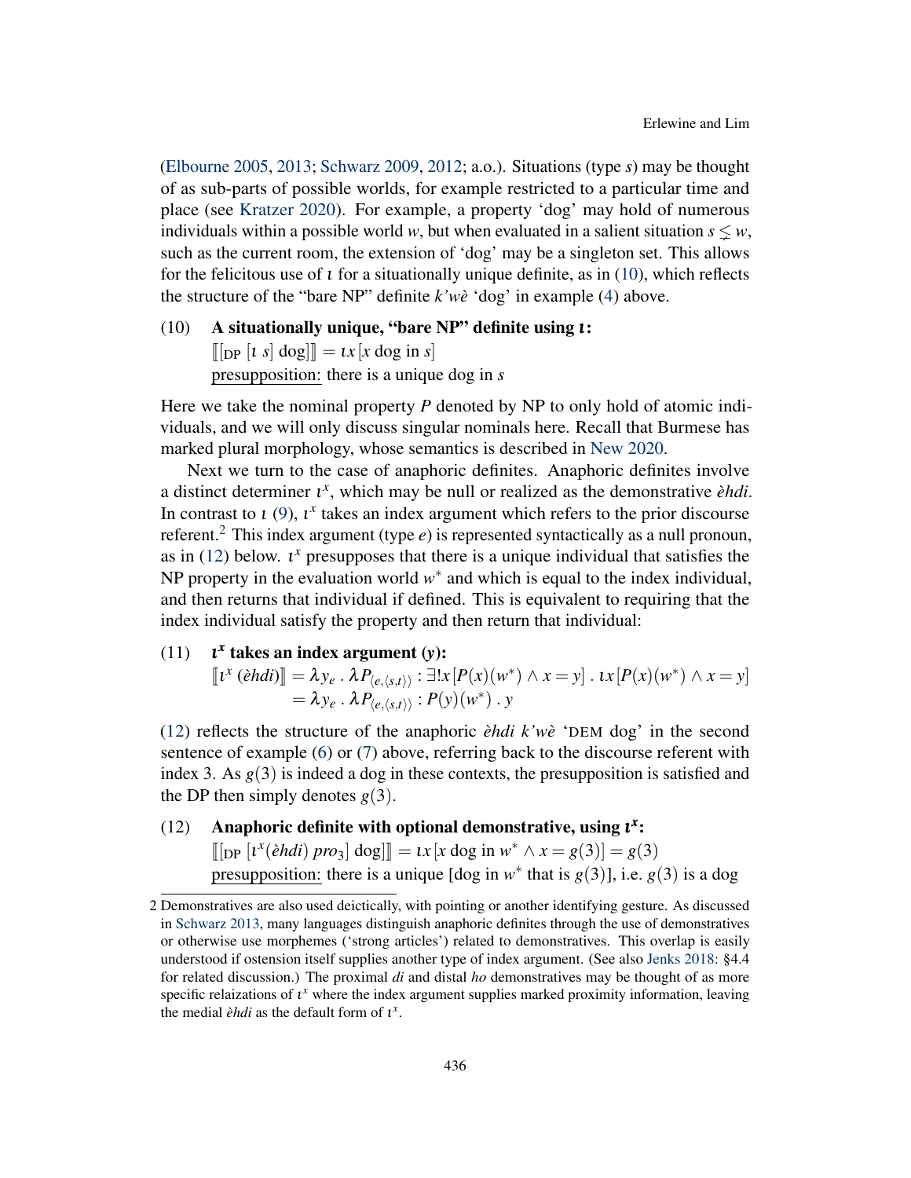(Elbourne 2005, 2013; Schwarz 2009, 2012; a.o.). Situations (type *s*) may be thought of as sub-parts of possible worlds, for example restricted to a particular time and place (see Kratzer 2020). For example, a property 'dog' may hold of numerous individuals within a possible world *w*, but when evaluated in a salient situation $s \leq w$, such as the current room, the extension of 'dog' may be a singleton set. This allows for the felicitous use of $\iota$ for a situationally unique definite, as in (10), which reflects the structure of the "bare NP" definite *k'wè* 'dog' in example (4) above.

(10) **A situationally unique, "bare NP" definite using $\iota$:**
$[\![[_{\text{DP}}\ [\iota\ s]\ \text{dog}]]\!] = \iota x\,[x \text{ dog in } s]$
<u>presupposition:</u> there is a unique dog in *s*

Here we take the nominal property *P* denoted by NP to only hold of atomic individuals, and we will only discuss singular nominals here. Recall that Burmese has marked plural morphology, whose semantics is described in New 2020.

Next we turn to the case of anaphoric definites. Anaphoric definites involve a distinct determiner $\iota^x$, which may be null or realized as the demonstrative *èhdi*. In contrast to $\iota$ (9), $\iota^x$ takes an index argument which refers to the prior discourse referent.[2] This index argument (type *e*) is represented syntactically as a null pronoun, as in (12) below. $\iota^x$ presupposes that there is a unique individual that satisfies the NP property in the evaluation world $w^*$ and which is equal to the index individual, and then returns that individual if defined. This is equivalent to requiring that the index individual satisfy the property and then return that individual:

(11) **$\iota^x$ takes an index argument (*y*):**

$$[\![\iota^x\ (\grave{e}hdi)]\!] = \lambda y_e\ .\ \lambda P_{\langle e,\langle s,t\rangle\rangle} : \exists! x\,[P(x)(w^*) \wedge x = y]\ .\ \iota x\,[P(x)(w^*) \wedge x = y]$$
$$= \lambda y_e\ .\ \lambda P_{\langle e,\langle s,t\rangle\rangle} : P(y)(w^*)\ .\ y$$

(12) reflects the structure of the anaphoric *èhdi k'wè* 'DEM dog' in the second sentence of example (6) or (7) above, referring back to the discourse referent with index 3. As $g(3)$ is indeed a dog in these contexts, the presupposition is satisfied and the DP then simply denotes $g(3)$.

(12) **Anaphoric definite with optional demonstrative, using $\iota^x$:**
$[\![[_{\text{DP}}\ [\iota^x(\grave{e}hdi)\ pro_3]\ \text{dog}]]\!] = \iota x\,[x \text{ dog in } w^* \wedge x = g(3)] = g(3)$
<u>presupposition:</u> there is a unique [dog in $w^*$ that is $g(3)$], i.e. $g(3)$ is a dog

---

2 Demonstratives are also used deictically, with pointing or another identifying gesture. As discussed in Schwarz 2013, many languages distinguish anaphoric definites through the use of demonstratives or otherwise use morphemes ('strong articles') related to demonstratives. This overlap is easily understood if ostension itself supplies another type of index argument. (See also Jenks 2018: §4.4 for related discussion.) The proximal *di* and distal *ho* demonstratives may be thought of as more specific relaizations of $\iota^x$ where the index argument supplies marked proximity information, leaving the medial *èhdi* as the default form of $\iota^x$.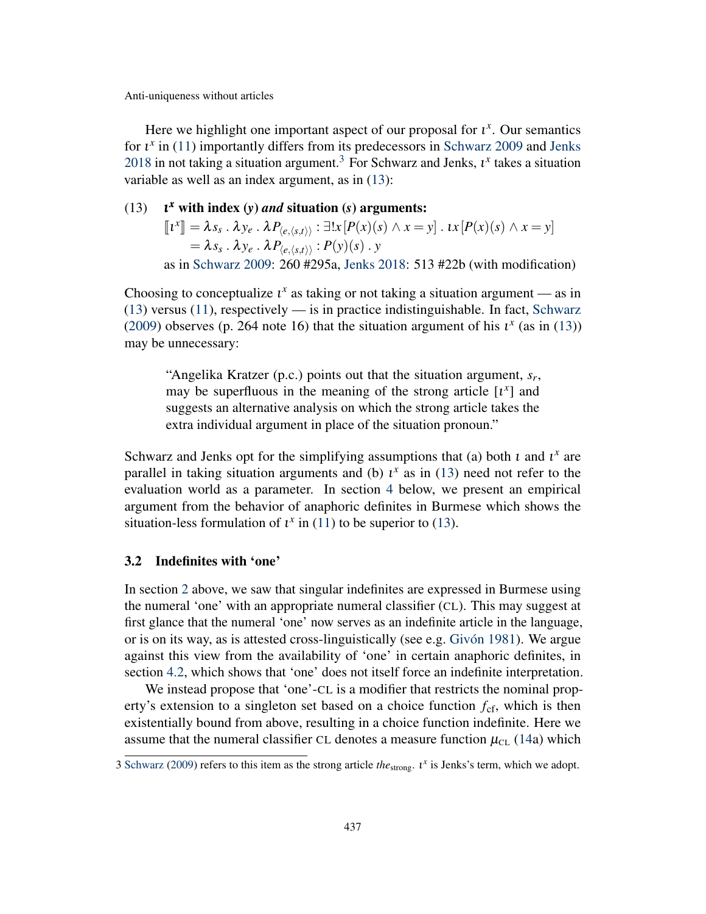Here we highlight one important aspect of our proposal for $\iota^x$. Our semantics for $\iota^x$ in (11) importantly differs from its predecessors in Schwarz 2009 and Jenks 2018 in not taking a situation argument.[3] For Schwarz and Jenks, $\iota^x$ takes a situation variable as well as an index argument, as in (13):

(13) **$\iota^x$ with index ($y$) *and* situation ($s$) arguments:**

$$[\![\iota^x]\!] = \lambda s_s \,.\, \lambda y_e \,.\, \lambda P_{\langle e,\langle s,t\rangle\rangle} : \exists! x\,[P(x)(s) \wedge x = y] \,.\, \iota x\,[P(x)(s) \wedge x = y]$$
$$= \lambda s_s \,.\, \lambda y_e \,.\, \lambda P_{\langle e,\langle s,t\rangle\rangle} : P(y)(s) \,.\, y$$

as in Schwarz 2009: 260 #295a, Jenks 2018: 513 #22b (with modification)

Choosing to conceptualize $\iota^x$ as taking or not taking a situation argument — as in (13) versus (11), respectively — is in practice indistinguishable. In fact, Schwarz (2009) observes (p. 264 note 16) that the situation argument of his $\iota^x$ (as in (13)) may be unnecessary:

> "Angelika Kratzer (p.c.) points out that the situation argument, $s_r$, may be superfluous in the meaning of the strong article [$\iota^x$] and suggests an alternative analysis on which the strong article takes the extra individual argument in place of the situation pronoun."

Schwarz and Jenks opt for the simplifying assumptions that (a) both $\iota$ and $\iota^x$ are parallel in taking situation arguments and (b) $\iota^x$ as in (13) need not refer to the evaluation world as a parameter. In section 4 below, we present an empirical argument from the behavior of anaphoric definites in Burmese which shows the situation-less formulation of $\iota^x$ in (11) to be superior to (13).

### 3.2 Indefinites with 'one'

In section 2 above, we saw that singular indefinites are expressed in Burmese using the numeral 'one' with an appropriate numeral classifier (CL). This may suggest at first glance that the numeral 'one' now serves as an indefinite article in the language, or is on its way, as is attested cross-linguistically (see e.g. Givón 1981). We argue against this view from the availability of 'one' in certain anaphoric definites, in section 4.2, which shows that 'one' does not itself force an indefinite interpretation.

We instead propose that 'one'-CL is a modifier that restricts the nominal property's extension to a singleton set based on a choice function $f_{\text{cf}}$, which is then existentially bound from above, resulting in a choice function indefinite. Here we assume that the numeral classifier CL denotes a measure function $\mu_{\text{CL}}$ (14a) which

[3] Schwarz (2009) refers to this item as the strong article *the*$_{\text{strong}}$. $\iota^x$ is Jenks's term, which we adopt.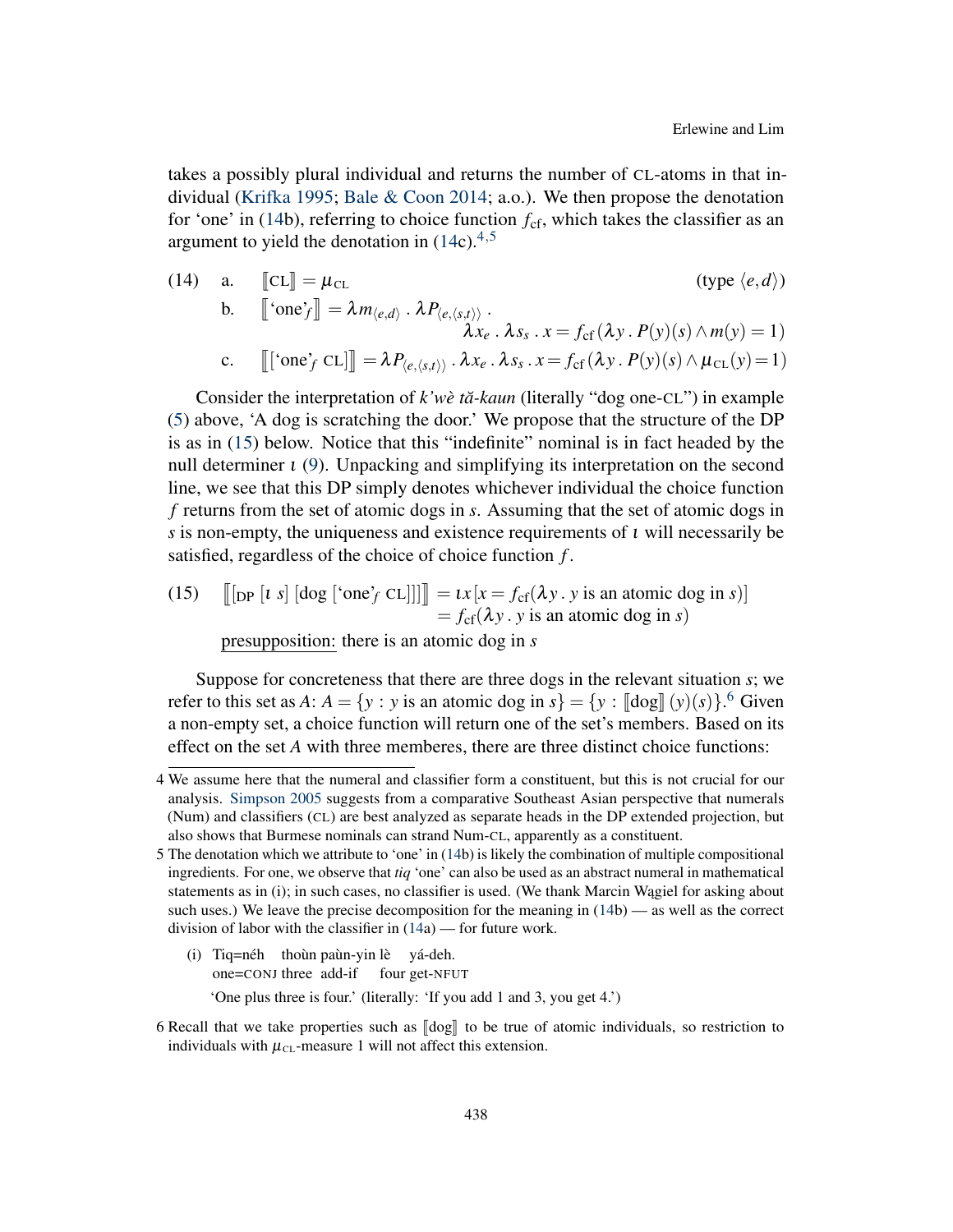takes a possibly plural individual and returns the number of CL-atoms in that individual (Krifka 1995; Bale & Coon 2014; a.o.). We then propose the denotation for 'one' in (14b), referring to choice function $f_{\text{cf}}$, which takes the classifier as an argument to yield the denotation in (14c).[4,5]

(14) a. $[\![\text{CL}]\!] = \mu_{\text{CL}}$ (type $\langle e,d\rangle$)

b. $[\![\text{'one'}_f]\!] = \lambda m_{\langle e,d\rangle} \,.\, \lambda P_{\langle e,\langle s,t\rangle\rangle} \,.\, \lambda x_e \,.\, \lambda s_s \,.\, x = f_{\text{cf}}\,(\lambda y \,.\, P(y)(s) \wedge m(y) = 1)$

c. $[\![[\text{'one'}_f \ \text{CL}]]\!] = \lambda P_{\langle e,\langle s,t\rangle\rangle} \,.\, \lambda x_e \,.\, \lambda s_s \,.\, x = f_{\text{cf}}\,(\lambda y \,.\, P(y)(s) \wedge \mu_{\text{CL}}(y) = 1)$

Consider the interpretation of *k'wè tă-kaun* (literally "dog one-CL") in example (5) above, 'A dog is scratching the door.' We propose that the structure of the DP is as in (15) below. Notice that this "indefinite" nominal is in fact headed by the null determiner $\iota$ (9). Unpacking and simplifying its interpretation on the second line, we see that this DP simply denotes whichever individual the choice function $f$ returns from the set of atomic dogs in $s$. Assuming that the set of atomic dogs in $s$ is non-empty, the uniqueness and existence requirements of $\iota$ will necessarily be satisfied, regardless of the choice of choice function $f$.

(15) $[\![[_{\text{DP}}\ [\iota\ s]\ [\text{dog}\ [\text{'one'}_f\ \text{CL}]]]]\!] = \iota x\,[x = f_{\text{cf}}(\lambda y \,.\, y \text{ is an atomic dog in } s)]$
$= f_{\text{cf}}(\lambda y \,.\, y \text{ is an atomic dog in } s)$

presupposition: there is an atomic dog in $s$

Suppose for concreteness that there are three dogs in the relevant situation $s$; we refer to this set as $A$: $A = \{y : y \text{ is an atomic dog in } s\} = \{y : [\![\text{dog}]\!]\,(y)(s)\}$.[6] Given a non-empty set, a choice function will return one of the set's members. Based on its effect on the set $A$ with three memberes, there are three distinct choice functions:

---

4 We assume here that the numeral and classifier form a constituent, but this is not crucial for our analysis. Simpson 2005 suggests from a comparative Southeast Asian perspective that numerals (Num) and classifiers (CL) are best analyzed as separate heads in the DP extended projection, but also shows that Burmese nominals can strand Num-CL, apparently as a constituent.

5 The denotation which we attribute to 'one' in (14b) is likely the combination of multiple compositional ingredients. For one, we observe that *tiq* 'one' can also be used as an abstract numeral in mathematical statements as in (i); in such cases, no classifier is used. (We thank Marcin Wągiel for asking about such uses.) We leave the precise decomposition for the meaning in (14b) — as well as the correct division of labor with the classifier in (14a) — for future work.

(i) Tiq=néh thoùn paùn-yin lè yá-deh.
one=CONJ three add-if four get-NFUT
'One plus three is four.' (literally: 'If you add 1 and 3, you get 4.')

6 Recall that we take properties such as $[\![\text{dog}]\!]$ to be true of atomic individuals, so restriction to individuals with $\mu_{\text{CL}}$-measure 1 will not affect this extension.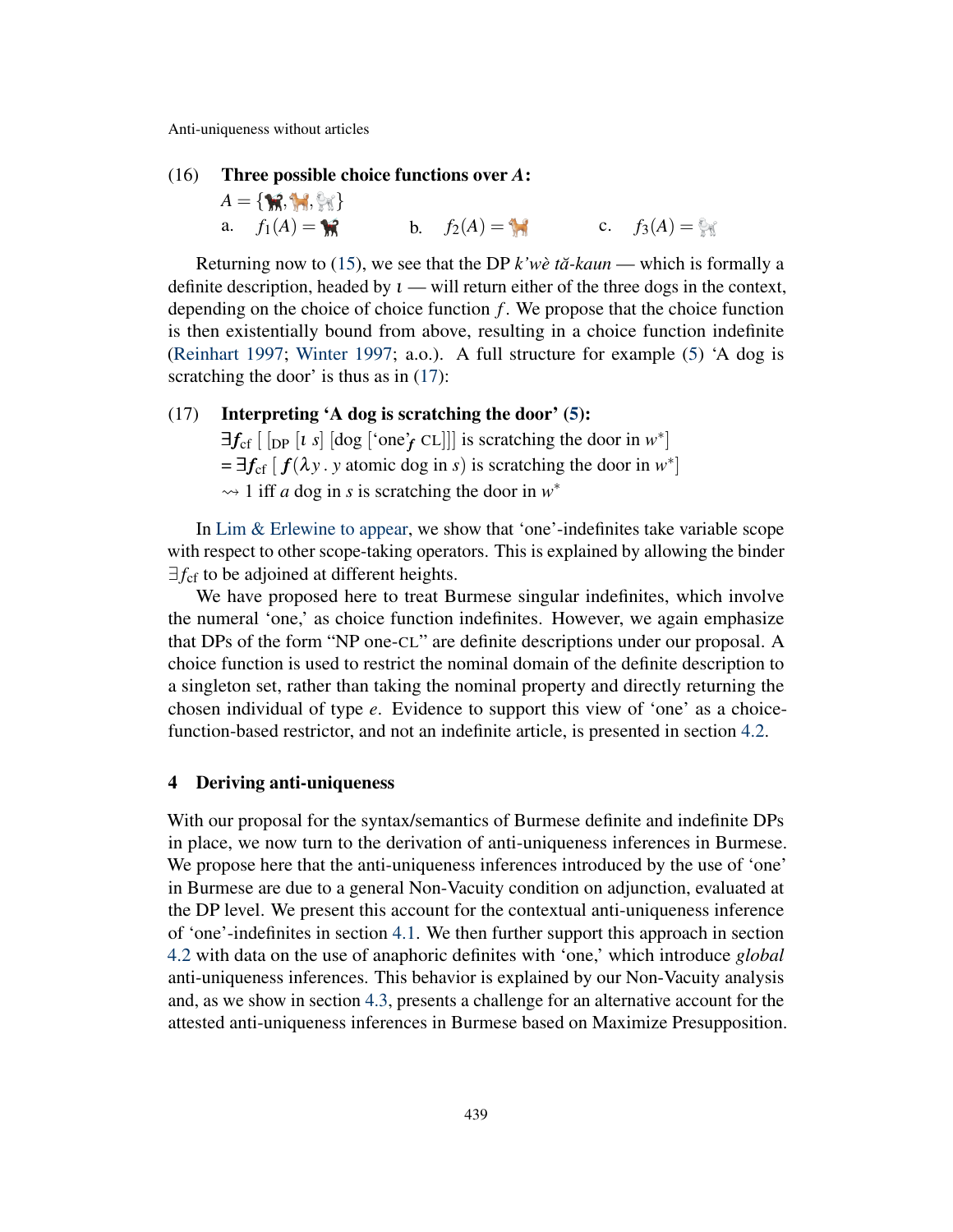(16) **Three possible choice functions over $A$:**

$A = \{$🐕‍⬛, 🐕, 🐩$\}$

a. $f_1(A) =$ 🐕‍⬛  b. $f_2(A) =$ 🐕  c. $f_3(A) =$ 🐩

Returning now to (15), we see that the DP *k'wè tă-kaun* — which is formally a definite description, headed by $\iota$ — will return either of the three dogs in the context, depending on the choice of choice function $f$. We propose that the choice function is then existentially bound from above, resulting in a choice function indefinite (Reinhart 1997; Winter 1997; a.o.). A full structure for example (5) 'A dog is scratching the door' is thus as in (17):

(17) **Interpreting 'A dog is scratching the door' (5):**

$\exists \boldsymbol{f}_{\text{cf}}$ [ [$_{\text{DP}}$ [$\iota$ $s$] [dog ['one'$_{\boldsymbol{f}}$ CL]]] is scratching the door in $w^*$]

= $\exists \boldsymbol{f}_{\text{cf}}$ [ $\boldsymbol{f}(\lambda y \,.\, y$ atomic dog in $s)$ is scratching the door in $w^*$]

$\rightsquigarrow$ 1 iff *a* dog in $s$ is scratching the door in $w^*$

In Lim & Erlewine to appear, we show that 'one'-indefinites take variable scope with respect to other scope-taking operators. This is explained by allowing the binder $\exists f_{\text{cf}}$ to be adjoined at different heights.

We have proposed here to treat Burmese singular indefinites, which involve the numeral 'one,' as choice function indefinites. However, we again emphasize that DPs of the form "NP one-CL" are definite descriptions under our proposal. A choice function is used to restrict the nominal domain of the definite description to a singleton set, rather than taking the nominal property and directly returning the chosen individual of type $e$. Evidence to support this view of 'one' as a choice-function-based restrictor, and not an indefinite article, is presented in section 4.2.

## 4 Deriving anti-uniqueness

With our proposal for the syntax/semantics of Burmese definite and indefinite DPs in place, we now turn to the derivation of anti-uniqueness inferences in Burmese. We propose here that the anti-uniqueness inferences introduced by the use of 'one' in Burmese are due to a general Non-Vacuity condition on adjunction, evaluated at the DP level. We present this account for the contextual anti-uniqueness inference of 'one'-indefinites in section 4.1. We then further support this approach in section 4.2 with data on the use of anaphoric definites with 'one,' which introduce *global* anti-uniqueness inferences. This behavior is explained by our Non-Vacuity analysis and, as we show in section 4.3, presents a challenge for an alternative account for the attested anti-uniqueness inferences in Burmese based on Maximize Presupposition.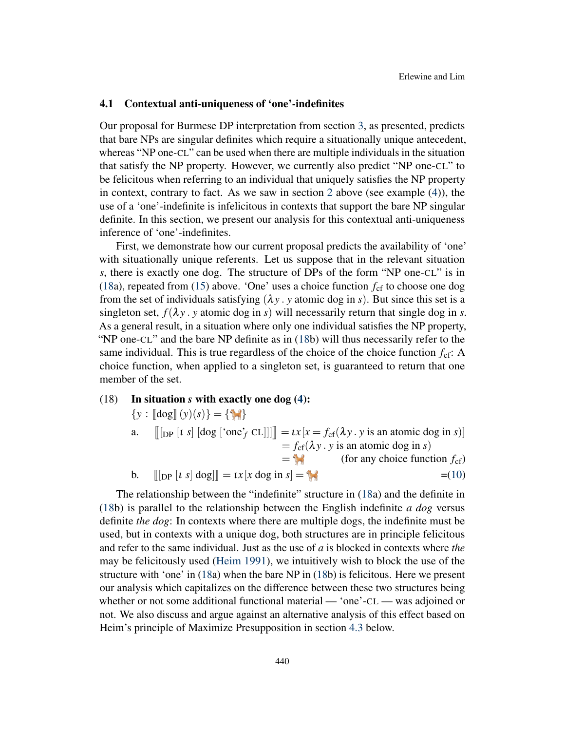### 4.1 Contextual anti-uniqueness of 'one'-indefinites

Our proposal for Burmese DP interpretation from section 3, as presented, predicts that bare NPs are singular definites which require a situationally unique antecedent, whereas "NP one-CL" can be used when there are multiple individuals in the situation that satisfy the NP property. However, we currently also predict "NP one-CL" to be felicitous when referring to an individual that uniquely satisfies the NP property in context, contrary to fact. As we saw in section 2 above (see example (4)), the use of a 'one'-indefinite is infelicitous in contexts that support the bare NP singular definite. In this section, we present our analysis for this contextual anti-uniqueness inference of 'one'-indefinites.

First, we demonstrate how our current proposal predicts the availability of 'one' with situationally unique referents. Let us suppose that in the relevant situation $s$, there is exactly one dog. The structure of DPs of the form "NP one-CL" is in (18a), repeated from (15) above. 'One' uses a choice function $f_{\text{cf}}$ to choose one dog from the set of individuals satisfying ($\lambda y\,.\,y$ atomic dog in $s$). But since this set is a singleton set, $f(\lambda y\,.\,y$ atomic dog in $s)$ will necessarily return that single dog in $s$. As a general result, in a situation where only one individual satisfies the NP property, "NP one-CL" and the bare NP definite as in (18b) will thus necessarily refer to the same individual. This is true regardless of the choice of the choice function $f_{\text{cf}}$: A choice function, when applied to a singleton set, is guaranteed to return that one member of the set.

(18) **In situation $s$ with exactly one dog (4):**
$\{y : [\![\text{dog}]\!]\,(y)(s)\} = \{🐕\}$

a. $[\![[_{\text{DP}}\ [\iota\ s]\ [\text{dog}\ [\text{'one'}_f\ \text{CL}]]]]\!] = \iota x\,[x = f_{\text{cf}}(\lambda y\,.\,y \text{ is an atomic dog in } s)]$
$= f_{\text{cf}}(\lambda y\,.\,y \text{ is an atomic dog in } s)$
$= 🐕$ (for any choice function $f_{\text{cf}}$)

b. $[\![[_{\text{DP}}\ [\iota\ s]\ \text{dog}]]\!] = \iota x\,[x \text{ dog in } s] = 🐕$ =(10)

The relationship between the "indefinite" structure in (18a) and the definite in (18b) is parallel to the relationship between the English indefinite *a dog* versus definite *the dog*: In contexts where there are multiple dogs, the indefinite must be used, but in contexts with a unique dog, both structures are in principle felicitous and refer to the same individual. Just as the use of *a* is blocked in contexts where *the* may be felicitously used (Heim 1991), we intuitively wish to block the use of the structure with 'one' in (18a) when the bare NP in (18b) is felicitous. Here we present our analysis which capitalizes on the difference between these two structures being whether or not some additional functional material — 'one'-CL — was adjoined or not. We also discuss and argue against an alternative analysis of this effect based on Heim's principle of Maximize Presupposition in section 4.3 below.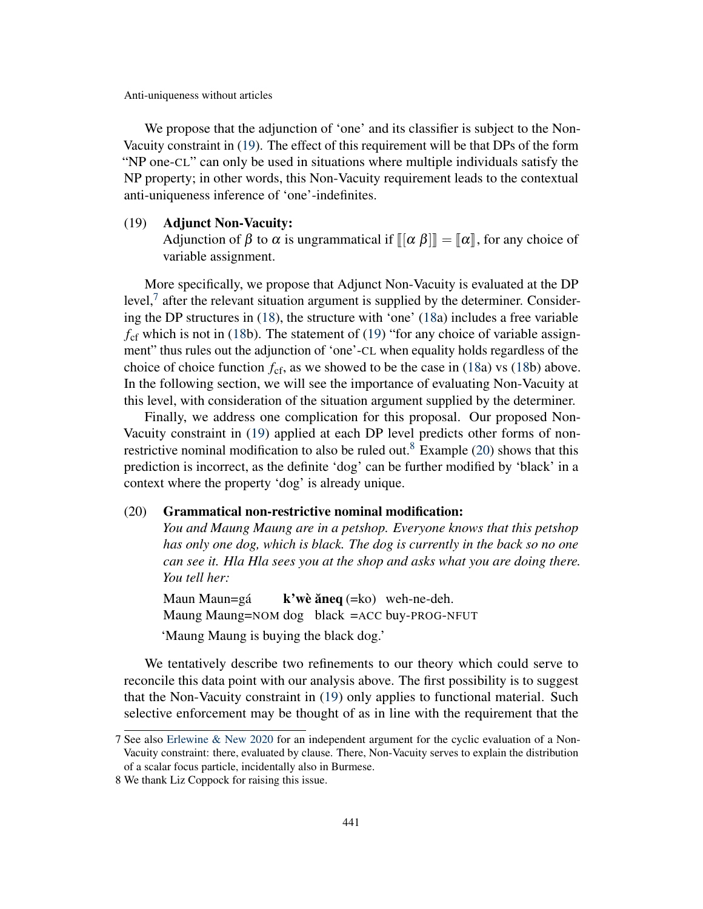We propose that the adjunction of 'one' and its classifier is subject to the Non-Vacuity constraint in (19). The effect of this requirement will be that DPs of the form "NP one-CL" can only be used in situations where multiple individuals satisfy the NP property; in other words, this Non-Vacuity requirement leads to the contextual anti-uniqueness inference of 'one'-indefinites.

(19) **Adjunct Non-Vacuity:**
Adjunction of $\beta$ to $\alpha$ is ungrammatical if $[\![ [\alpha\ \beta] ]\!] = [\![\alpha]\!]$, for any choice of variable assignment.

More specifically, we propose that Adjunct Non-Vacuity is evaluated at the DP level,[7] after the relevant situation argument is supplied by the determiner. Considering the DP structures in (18), the structure with 'one' (18a) includes a free variable $f_{\text{cf}}$ which is not in (18b). The statement of (19) "for any choice of variable assignment" thus rules out the adjunction of 'one'-CL when equality holds regardless of the choice of choice function $f_{\text{cf}}$, as we showed to be the case in (18a) vs (18b) above. In the following section, we will see the importance of evaluating Non-Vacuity at this level, with consideration of the situation argument supplied by the determiner.

Finally, we address one complication for this proposal. Our proposed Non-Vacuity constraint in (19) applied at each DP level predicts other forms of non-restrictive nominal modification to also be ruled out.[8] Example (20) shows that this prediction is incorrect, as the definite 'dog' can be further modified by 'black' in a context where the property 'dog' is already unique.

(20) **Grammatical non-restrictive nominal modification:**
*You and Maung Maung are in a petshop. Everyone knows that this petshop has only one dog, which is black. The dog is currently in the back so no one can see it. Hla Hla sees you at the shop and asks what you are doing there. You tell her:*

Maun Maun=gá **k'wè ăneq** (=ko) weh-ne-deh.
Maung Maung=NOM dog black =ACC buy-PROG-NFUT

'Maung Maung is buying the black dog.'

We tentatively describe two refinements to our theory which could serve to reconcile this data point with our analysis above. The first possibility is to suggest that the Non-Vacuity constraint in (19) only applies to functional material. Such selective enforcement may be thought of as in line with the requirement that the

7 See also Erlewine & New 2020 for an independent argument for the cyclic evaluation of a Non-Vacuity constraint: there, evaluated by clause. There, Non-Vacuity serves to explain the distribution of a scalar focus particle, incidentally also in Burmese.

8 We thank Liz Coppock for raising this issue.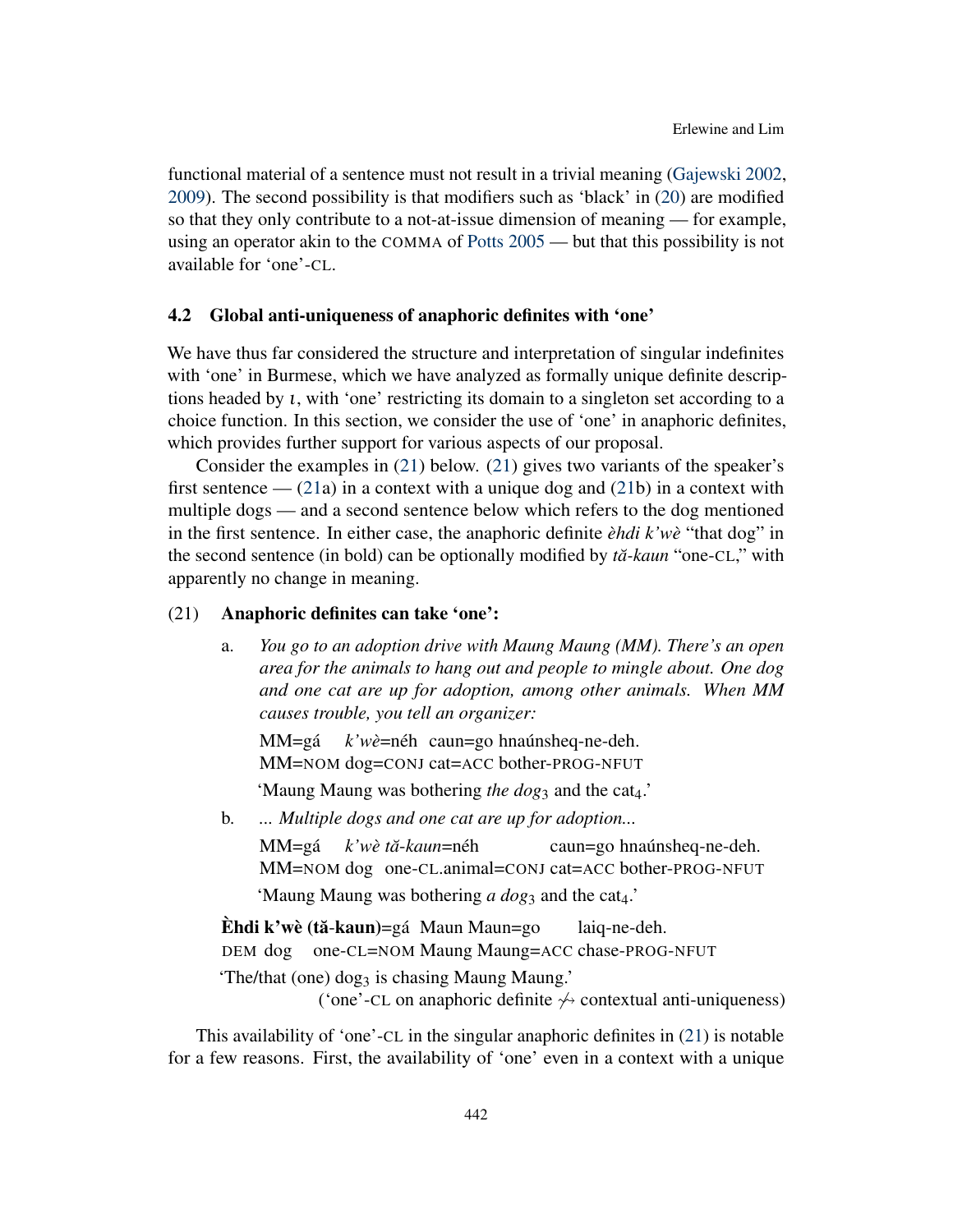functional material of a sentence must not result in a trivial meaning (Gajewski 2002, 2009). The second possibility is that modifiers such as 'black' in (20) are modified so that they only contribute to a not-at-issue dimension of meaning — for example, using an operator akin to the COMMA of Potts 2005 — but that this possibility is not available for 'one'-CL.

### 4.2 Global anti-uniqueness of anaphoric definites with 'one'

We have thus far considered the structure and interpretation of singular indefinites with 'one' in Burmese, which we have analyzed as formally unique definite descriptions headed by $\iota$, with 'one' restricting its domain to a singleton set according to a choice function. In this section, we consider the use of 'one' in anaphoric definites, which provides further support for various aspects of our proposal.

Consider the examples in (21) below. (21) gives two variants of the speaker's first sentence — (21a) in a context with a unique dog and (21b) in a context with multiple dogs — and a second sentence below which refers to the dog mentioned in the first sentence. In either case, the anaphoric definite *èhdi k'wè* "that dog" in the second sentence (in bold) can be optionally modified by *tă-kaun* "one-CL," with apparently no change in meaning.

(21) **Anaphoric definites can take 'one':**

a. *You go to an adoption drive with Maung Maung (MM). There's an open area for the animals to hang out and people to mingle about. One dog and one cat are up for adoption, among other animals. When MM causes trouble, you tell an organizer:*

MM=gá *k'wè*=néh caun=go hnaúnsheq-ne-deh.
MM=NOM dog=CONJ cat=ACC bother-PROG-NFUT

'Maung Maung was bothering *the dog*$_3$ and the cat$_4$.'

b. *... Multiple dogs and one cat are up for adoption...*

MM=gá *k'wè tă-kaun*=néh caun=go hnaúnsheq-ne-deh.
MM=NOM dog one-CL.animal=CONJ cat=ACC bother-PROG-NFUT

'Maung Maung was bothering *a dog*$_3$ and the cat$_4$.'

**Èhdi k'wè (tă-kaun)**=gá Maun Maun=go laiq-ne-deh.
DEM dog one-CL=NOM Maung Maung=ACC chase-PROG-NFUT

'The/that (one) dog$_3$ is chasing Maung Maung.'

('one'-CL on anaphoric definite $\not\rightsquigarrow$ contextual anti-uniqueness)

This availability of 'one'-CL in the singular anaphoric definites in (21) is notable for a few reasons. First, the availability of 'one' even in a context with a unique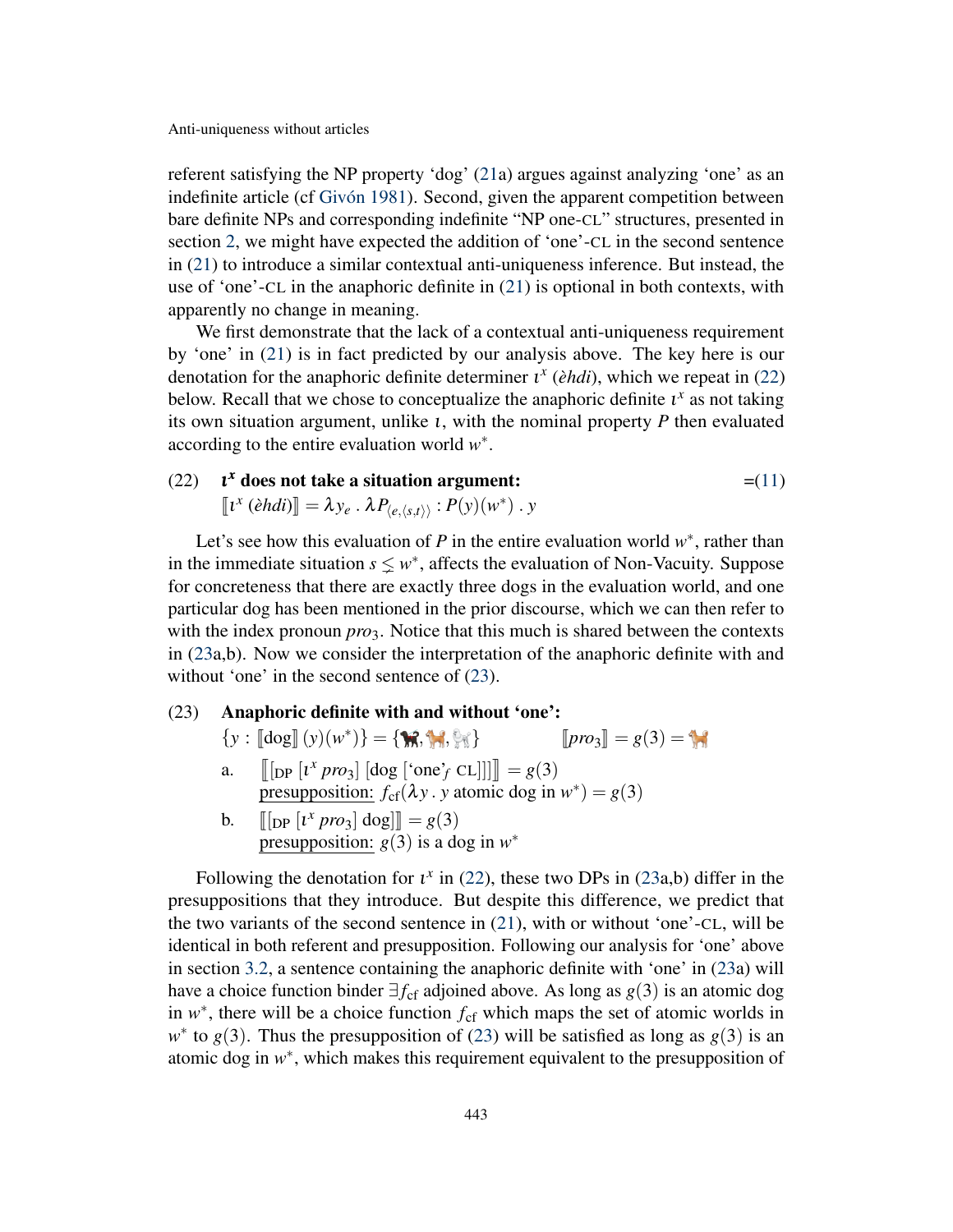referent satisfying the NP property 'dog' (21a) argues against analyzing 'one' as an indefinite article (cf Givón 1981). Second, given the apparent competition between bare definite NPs and corresponding indefinite "NP one-CL" structures, presented in section 2, we might have expected the addition of 'one'-CL in the second sentence in (21) to introduce a similar contextual anti-uniqueness inference. But instead, the use of 'one'-CL in the anaphoric definite in (21) is optional in both contexts, with apparently no change in meaning.

We first demonstrate that the lack of a contextual anti-uniqueness requirement by 'one' in (21) is in fact predicted by our analysis above. The key here is our denotation for the anaphoric definite determiner $\iota^x$ (*èhdi*), which we repeat in (22) below. Recall that we chose to conceptualize the anaphoric definite $\iota^x$ as not taking its own situation argument, unlike $\iota$, with the nominal property $P$ then evaluated according to the entire evaluation world $w^*$.

(22) **$\iota^x$ does not take a situation argument:** =(11)
$[\![\iota^x \text{ (}\grave{e}hdi\text{)}]\!] = \lambda y_e \,.\, \lambda P_{\langle e,\langle s,t\rangle\rangle} : P(y)(w^*) \,.\, y$

Let's see how this evaluation of $P$ in the entire evaluation world $w^*$, rather than in the immediate situation $s \lesssim w^*$, affects the evaluation of Non-Vacuity. Suppose for concreteness that there are exactly three dogs in the evaluation world, and one particular dog has been mentioned in the prior discourse, which we can then refer to with the index pronoun $pro_3$. Notice that this much is shared between the contexts in (23a,b). Now we consider the interpretation of the anaphoric definite with and without 'one' in the second sentence of (23).

(23) **Anaphoric definite with and without 'one':**
$\{y : [\![\text{dog}]\!](y)(w^*)\} = \{$🐕‍⬛, 🐕, 🐩$\}$ $\qquad [\![pro_3]\!] = g(3) =$ 🐕

a. $[\![[_{\text{DP}}\ [\iota^x\ pro_3]\ [\text{dog}\ [\text{'one'}_f\ \text{CL}]]]]\!] = g(3)$
presupposition: $f_{\text{cf}}(\lambda y \,.\, y \text{ atomic dog in } w^*) = g(3)$

b. $[\![[_{\text{DP}}\ [\iota^x\ pro_3]\ \text{dog}]]\!] = g(3)$
presupposition: $g(3)$ is a dog in $w^*$

Following the denotation for $\iota^x$ in (22), these two DPs in (23a,b) differ in the presuppositions that they introduce. But despite this difference, we predict that the two variants of the second sentence in (21), with or without 'one'-CL, will be identical in both referent and presupposition. Following our analysis for 'one' above in section 3.2, a sentence containing the anaphoric definite with 'one' in (23a) will have a choice function binder $\exists f_{\text{cf}}$ adjoined above. As long as $g(3)$ is an atomic dog in $w^*$, there will be a choice function $f_{\text{cf}}$ which maps the set of atomic worlds in $w^*$ to $g(3)$. Thus the presupposition of (23) will be satisfied as long as $g(3)$ is an atomic dog in $w^*$, which makes this requirement equivalent to the presupposition of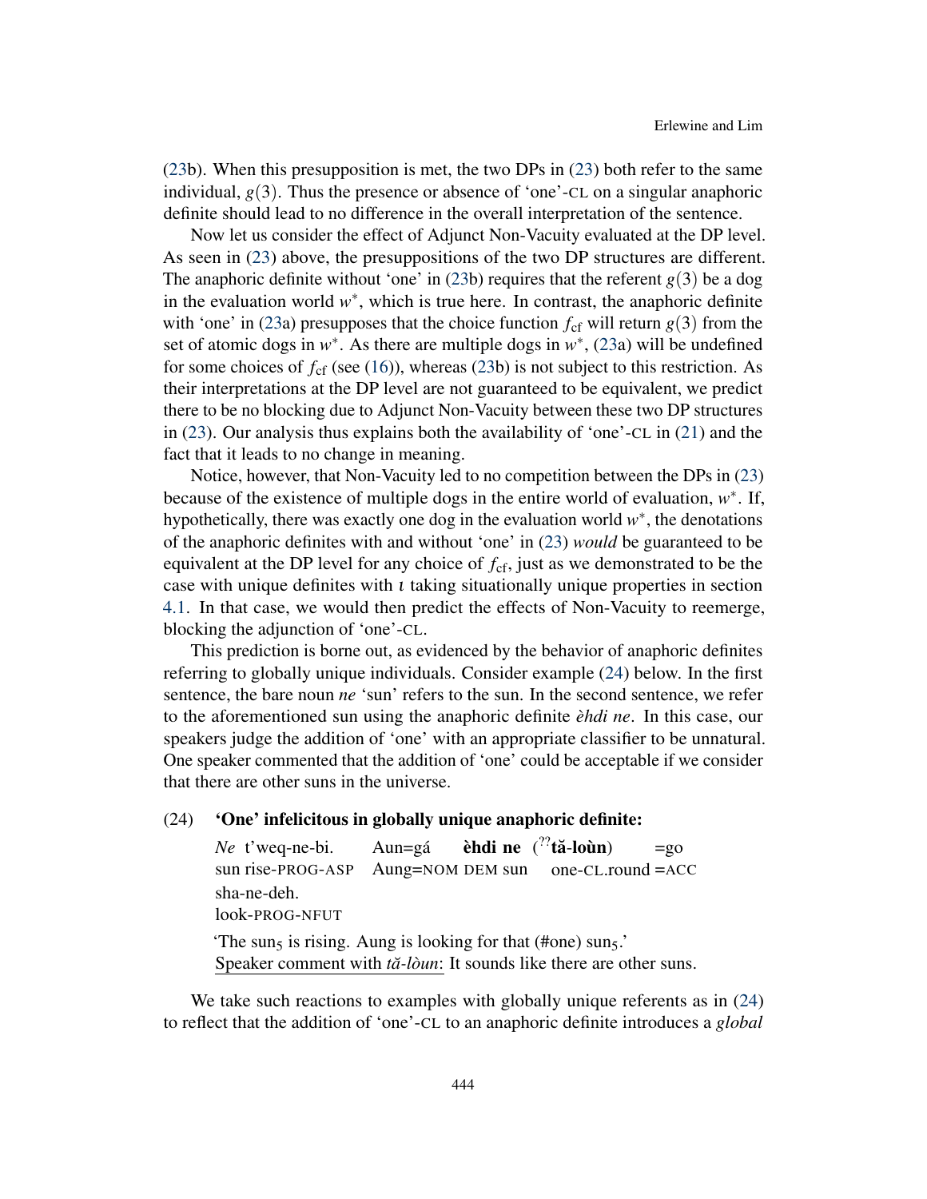(23b). When this presupposition is met, the two DPs in (23) both refer to the same individual, $g(3)$. Thus the presence or absence of 'one'-CL on a singular anaphoric definite should lead to no difference in the overall interpretation of the sentence.

Now let us consider the effect of Adjunct Non-Vacuity evaluated at the DP level. As seen in (23) above, the presuppositions of the two DP structures are different. The anaphoric definite without 'one' in (23b) requires that the referent $g(3)$ be a dog in the evaluation world $w^*$, which is true here. In contrast, the anaphoric definite with 'one' in (23a) presupposes that the choice function $f_{\text{cf}}$ will return $g(3)$ from the set of atomic dogs in $w^*$. As there are multiple dogs in $w^*$, (23a) will be undefined for some choices of $f_{\text{cf}}$ (see (16)), whereas (23b) is not subject to this restriction. As their interpretations at the DP level are not guaranteed to be equivalent, we predict there to be no blocking due to Adjunct Non-Vacuity between these two DP structures in (23). Our analysis thus explains both the availability of 'one'-CL in (21) and the fact that it leads to no change in meaning.

Notice, however, that Non-Vacuity led to no competition between the DPs in (23) because of the existence of multiple dogs in the entire world of evaluation, $w^*$. If, hypothetically, there was exactly one dog in the evaluation world $w^*$, the denotations of the anaphoric definites with and without 'one' in (23) *would* be guaranteed to be equivalent at the DP level for any choice of $f_{\text{cf}}$, just as we demonstrated to be the case with unique definites with $\iota$ taking situationally unique properties in section 4.1. In that case, we would then predict the effects of Non-Vacuity to reemerge, blocking the adjunction of 'one'-CL.

This prediction is borne out, as evidenced by the behavior of anaphoric definites referring to globally unique individuals. Consider example (24) below. In the first sentence, the bare noun *ne* 'sun' refers to the sun. In the second sentence, we refer to the aforementioned sun using the anaphoric definite *èhdi ne*. In this case, our speakers judge the addition of 'one' with an appropriate classifier to be unnatural. One speaker commented that the addition of 'one' could be acceptable if we consider that there are other suns in the universe.

(24) **'One' infelicitous in globally unique anaphoric definite:**

*Ne* t'weq-ne-bi. Aun=gá **èhdi ne** (??**tă-loùn**) =go
sun rise-PROG-ASP Aung=NOM DEM sun one-CL.round =ACC
sha-ne-deh.
look-PROG-NFUT

'The $\text{sun}_5$ is rising. Aung is looking for that (#one) $\text{sun}_5$.'
Speaker comment with *tă-lòun*: It sounds like there are other suns.

We take such reactions to examples with globally unique referents as in (24) to reflect that the addition of 'one'-CL to an anaphoric definite introduces a *global*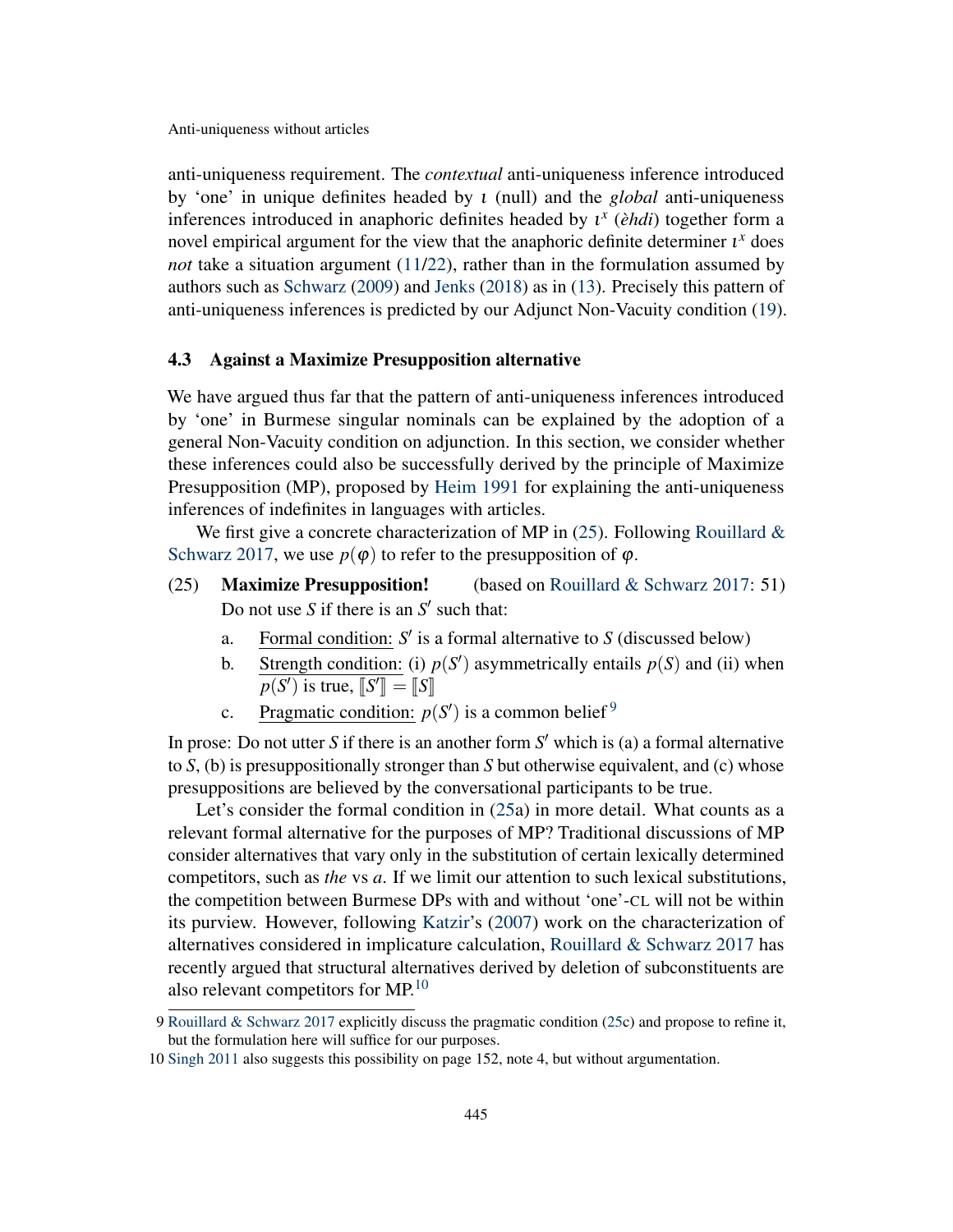anti-uniqueness requirement. The *contextual* anti-uniqueness inference introduced by 'one' in unique definites headed by $\iota$ (null) and the *global* anti-uniqueness inferences introduced in anaphoric definites headed by $\iota^x$ (*èhdi*) together form a novel empirical argument for the view that the anaphoric definite determiner $\iota^x$ does *not* take a situation argument (11/22), rather than in the formulation assumed by authors such as Schwarz (2009) and Jenks (2018) as in (13). Precisely this pattern of anti-uniqueness inferences is predicted by our Adjunct Non-Vacuity condition (19).

### 4.3 Against a Maximize Presupposition alternative

We have argued thus far that the pattern of anti-uniqueness inferences introduced by 'one' in Burmese singular nominals can be explained by the adoption of a general Non-Vacuity condition on adjunction. In this section, we consider whether these inferences could also be successfully derived by the principle of Maximize Presupposition (MP), proposed by Heim 1991 for explaining the anti-uniqueness inferences of indefinites in languages with articles.

We first give a concrete characterization of MP in (25). Following Rouillard & Schwarz 2017, we use $p(\varphi)$ to refer to the presupposition of $\varphi$.

(25) **Maximize Presupposition!** (based on Rouillard & Schwarz 2017: 51)
Do not use $S$ if there is an $S'$ such that:

a. Formal condition: $S'$ is a formal alternative to $S$ (discussed below)

b. Strength condition: (i) $p(S')$ asymmetrically entails $p(S)$ and (ii) when $p(S')$ is true, $[\![S']\!] = [\![S]\!]$

c. Pragmatic condition: $p(S')$ is a common belief[9]

In prose: Do not utter $S$ if there is an another form $S'$ which is (a) a formal alternative to $S$, (b) is presuppositionally stronger than $S$ but otherwise equivalent, and (c) whose presuppositions are believed by the conversational participants to be true.

Let's consider the formal condition in (25a) in more detail. What counts as a relevant formal alternative for the purposes of MP? Traditional discussions of MP consider alternatives that vary only in the substitution of certain lexically determined competitors, such as *the* vs *a*. If we limit our attention to such lexical substitutions, the competition between Burmese DPs with and without 'one'-CL will not be within its purview. However, following Katzir's (2007) work on the characterization of alternatives considered in implicature calculation, Rouillard & Schwarz 2017 has recently argued that structural alternatives derived by deletion of subconstituents are also relevant competitors for MP.[10]

9 Rouillard & Schwarz 2017 explicitly discuss the pragmatic condition (25c) and propose to refine it, but the formulation here will suffice for our purposes.

10 Singh 2011 also suggests this possibility on page 152, note 4, but without argumentation.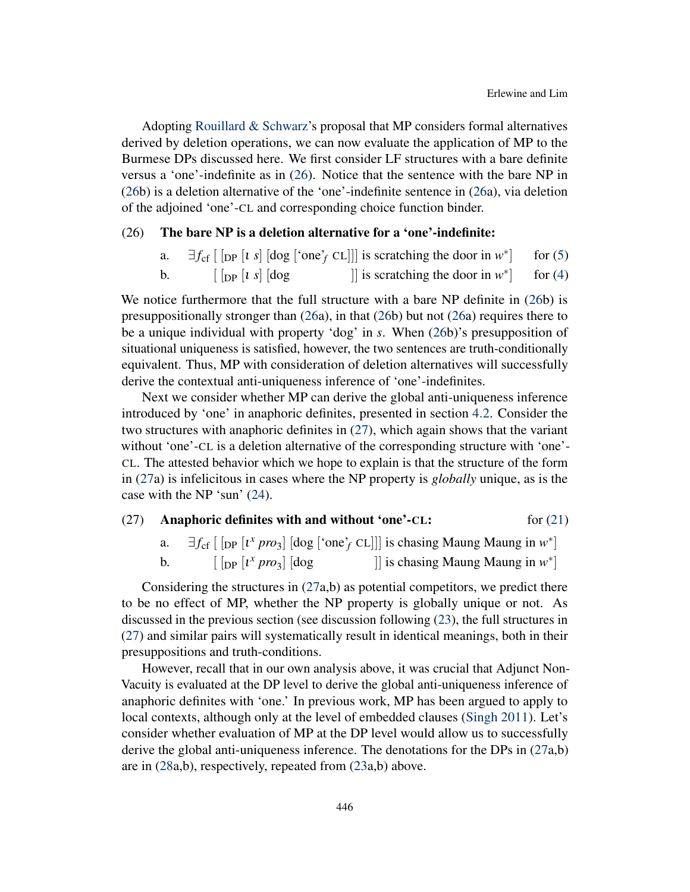Adopting Rouillard & Schwarz's proposal that MP considers formal alternatives derived by deletion operations, we can now evaluate the application of MP to the Burmese DPs discussed here. We first consider LF structures with a bare definite versus a 'one'-indefinite as in (26). Notice that the sentence with the bare NP in (26b) is a deletion alternative of the 'one'-indefinite sentence in (26a), via deletion of the adjoined 'one'-CL and corresponding choice function binder.

(26) **The bare NP is a deletion alternative for a 'one'-indefinite:**

a. $\exists f_{\text{cf}}$ [ [$_{\text{DP}}$ [$\iota$ $s$] [dog ['one'$_f$ CL]]] is scratching the door in $w^*$] &nbsp;&nbsp;&nbsp; for (5)

b. &nbsp;&nbsp;&nbsp;&nbsp;&nbsp;&nbsp; [ [$_{\text{DP}}$ [$\iota$ $s$] [dog &nbsp;&nbsp;&nbsp;&nbsp;&nbsp;&nbsp;&nbsp;&nbsp;&nbsp; ]] is scratching the door in $w^*$] &nbsp;&nbsp;&nbsp; for (4)

We notice furthermore that the full structure with a bare NP definite in (26b) is presuppositionally stronger than (26a), in that (26b) but not (26a) requires there to be a unique individual with property 'dog' in $s$. When (26b)'s presupposition of situational uniqueness is satisfied, however, the two sentences are truth-conditionally equivalent. Thus, MP with consideration of deletion alternatives will successfully derive the contextual anti-uniqueness inference of 'one'-indefinites.

Next we consider whether MP can derive the global anti-uniqueness inference introduced by 'one' in anaphoric definites, presented in section 4.2. Consider the two structures with anaphoric definites in (27), which again shows that the variant without 'one'-CL is a deletion alternative of the corresponding structure with 'one'-CL. The attested behavior which we hope to explain is that the structure of the form in (27a) is infelicitous in cases where the NP property is *globally* unique, as is the case with the NP 'sun' (24).

(27) **Anaphoric definites with and without 'one'-CL:** &nbsp;&nbsp;&nbsp; for (21)

a. $\exists f_{\text{cf}}$ [ [$_{\text{DP}}$ [$\iota^x$ $pro_3$] [dog ['one'$_f$ CL]]] is chasing Maung Maung in $w^*$]

b. &nbsp;&nbsp;&nbsp;&nbsp;&nbsp;&nbsp; [ [$_{\text{DP}}$ [$\iota^x$ $pro_3$] [dog &nbsp;&nbsp;&nbsp;&nbsp;&nbsp;&nbsp;&nbsp;&nbsp;&nbsp; ]] is chasing Maung Maung in $w^*$]

Considering the structures in (27a,b) as potential competitors, we predict there to be no effect of MP, whether the NP property is globally unique or not. As discussed in the previous section (see discussion following (23), the full structures in (27) and similar pairs will systematically result in identical meanings, both in their presuppositions and truth-conditions.

However, recall that in our own analysis above, it was crucial that Adjunct Non-Vacuity is evaluated at the DP level to derive the global anti-uniqueness inference of anaphoric definites with 'one.' In previous work, MP has been argued to apply to local contexts, although only at the level of embedded clauses (Singh 2011). Let's consider whether evaluation of MP at the DP level would allow us to successfully derive the global anti-uniqueness inference. The denotations for the DPs in (27a,b) are in (28a,b), respectively, repeated from (23a,b) above.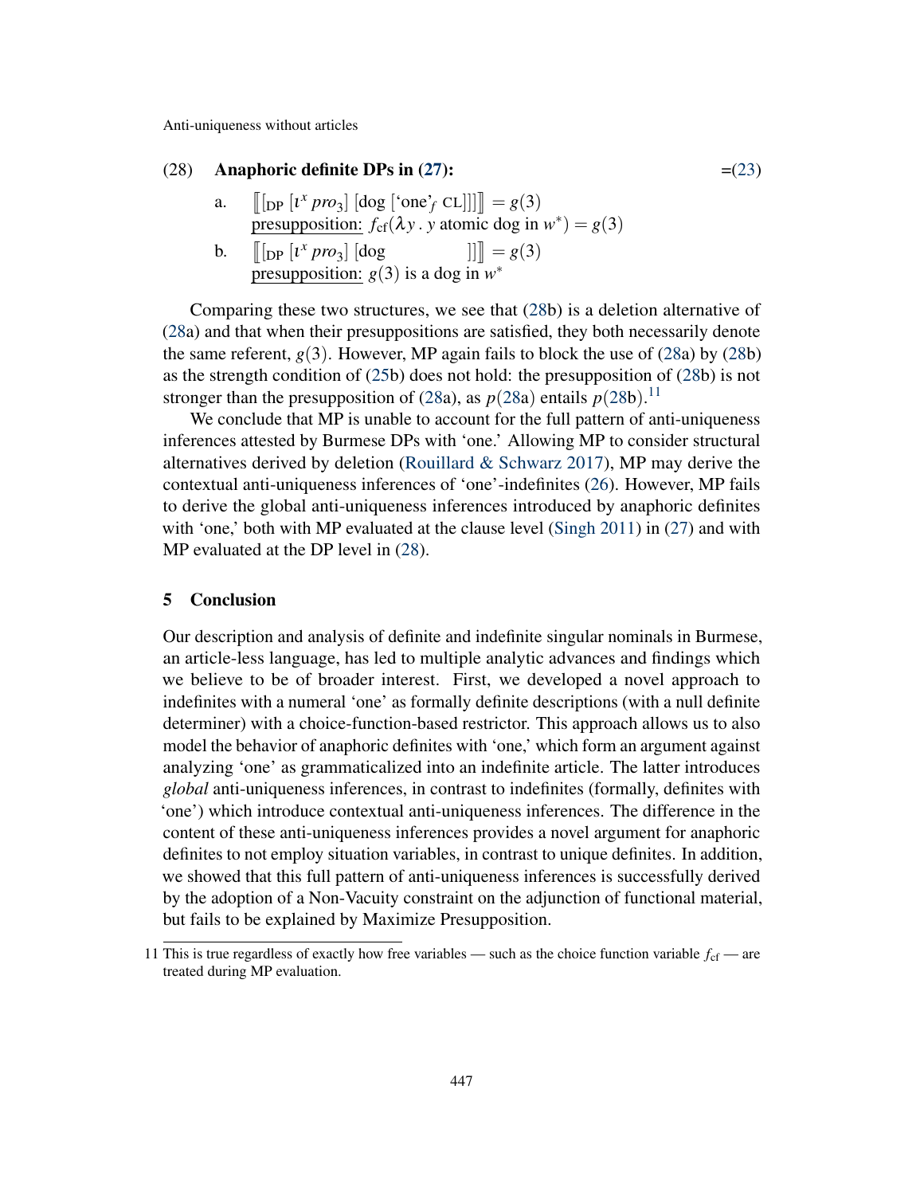(28) **Anaphoric definite DPs in (27):** =(23)

a. $[\![ [_{\text{DP}}\ [\iota^x\ pro_3]\ [\text{dog}\ [\text{'one'}_f\ \text{CL}]]] ]\!] = g(3)$
presupposition: $f_{\text{cf}}(\lambda y\,.\,y \text{ atomic dog in } w^*) = g(3)$

b. $[\![ [_{\text{DP}}\ [\iota^x\ pro_3]\ [\text{dog}\ ]] ]\!] = g(3)$
presupposition: $g(3)$ is a dog in $w^*$

Comparing these two structures, we see that (28b) is a deletion alternative of (28a) and that when their presuppositions are satisfied, they both necessarily denote the same referent, $g(3)$. However, MP again fails to block the use of (28a) by (28b) as the strength condition of (25b) does not hold: the presupposition of (28b) is not stronger than the presupposition of (28a), as $p$(28a) entails $p$(28b).[11]

We conclude that MP is unable to account for the full pattern of anti-uniqueness inferences attested by Burmese DPs with 'one.' Allowing MP to consider structural alternatives derived by deletion (Rouillard & Schwarz 2017), MP may derive the contextual anti-uniqueness inferences of 'one'-indefinites (26). However, MP fails to derive the global anti-uniqueness inferences introduced by anaphoric definites with 'one,' both with MP evaluated at the clause level (Singh 2011) in (27) and with MP evaluated at the DP level in (28).

## 5 Conclusion

Our description and analysis of definite and indefinite singular nominals in Burmese, an article-less language, has led to multiple analytic advances and findings which we believe to be of broader interest. First, we developed a novel approach to indefinites with a numeral 'one' as formally definite descriptions (with a null definite determiner) with a choice-function-based restrictor. This approach allows us to also model the behavior of anaphoric definites with 'one,' which form an argument against analyzing 'one' as grammaticalized into an indefinite article. The latter introduces *global* anti-uniqueness inferences, in contrast to indefinites (formally, definites with 'one') which introduce contextual anti-uniqueness inferences. The difference in the content of these anti-uniqueness inferences provides a novel argument for anaphoric definites to not employ situation variables, in contrast to unique definites. In addition, we showed that this full pattern of anti-uniqueness inferences is successfully derived by the adoption of a Non-Vacuity constraint on the adjunction of functional material, but fails to be explained by Maximize Presupposition.

11 This is true regardless of exactly how free variables — such as the choice function variable $f_{\text{cf}}$ — are treated during MP evaluation.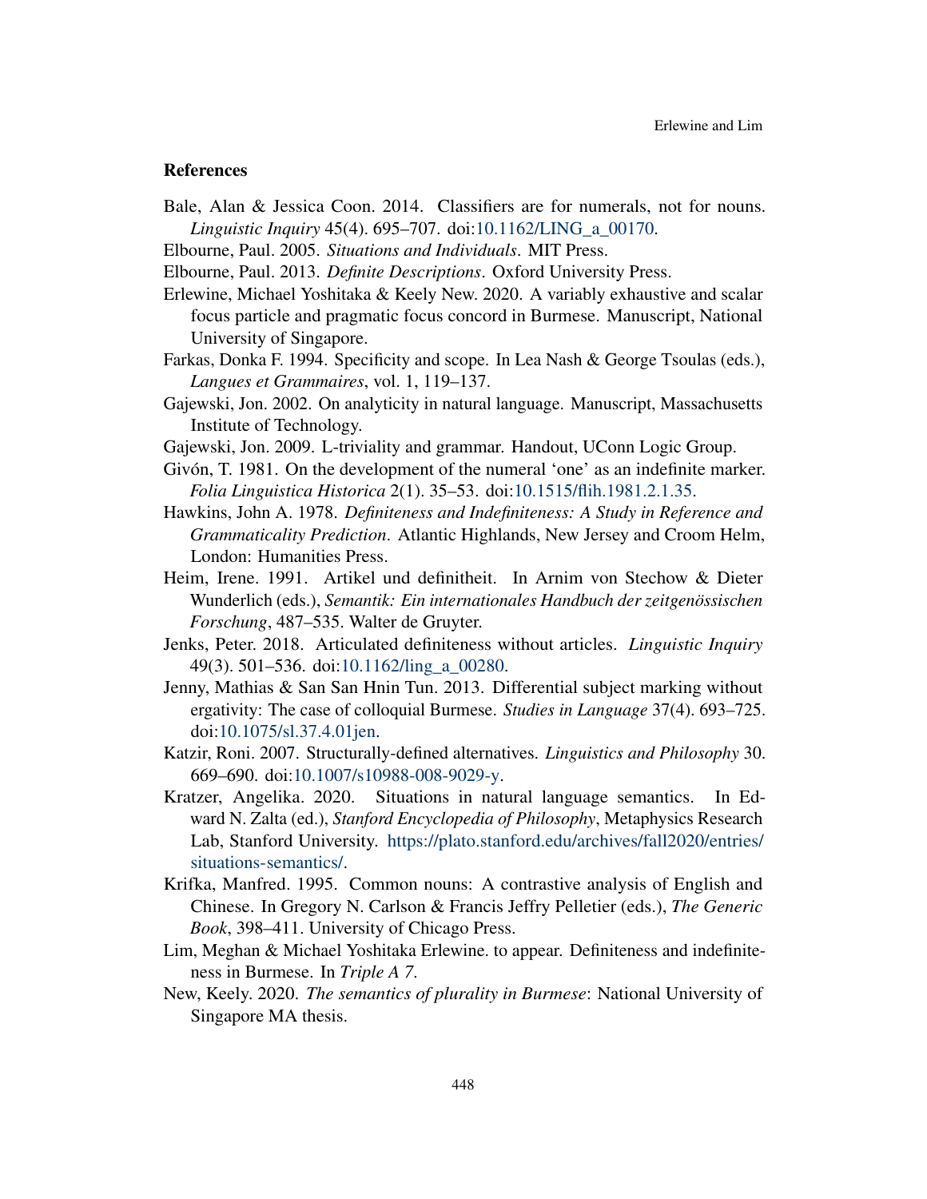## References

Bale, Alan & Jessica Coon. 2014. Classifiers are for numerals, not for nouns. *Linguistic Inquiry* 45(4). 695–707. doi:10.1162/LING_a_00170.

Elbourne, Paul. 2005. *Situations and Individuals*. MIT Press.

Elbourne, Paul. 2013. *Definite Descriptions*. Oxford University Press.

Erlewine, Michael Yoshitaka & Keely New. 2020. A variably exhaustive and scalar focus particle and pragmatic focus concord in Burmese. Manuscript, National University of Singapore.

Farkas, Donka F. 1994. Specificity and scope. In Lea Nash & George Tsoulas (eds.), *Langues et Grammaires*, vol. 1, 119–137.

Gajewski, Jon. 2002. On analyticity in natural language. Manuscript, Massachusetts Institute of Technology.

Gajewski, Jon. 2009. L-triviality and grammar. Handout, UConn Logic Group.

Givón, T. 1981. On the development of the numeral 'one' as an indefinite marker. *Folia Linguistica Historica* 2(1). 35–53. doi:10.1515/flih.1981.2.1.35.

Hawkins, John A. 1978. *Definiteness and Indefiniteness: A Study in Reference and Grammaticality Prediction*. Atlantic Highlands, New Jersey and Croom Helm, London: Humanities Press.

Heim, Irene. 1991. Artikel und definitheit. In Arnim von Stechow & Dieter Wunderlich (eds.), *Semantik: Ein internationales Handbuch der zeitgenössischen Forschung*, 487–535. Walter de Gruyter.

Jenks, Peter. 2018. Articulated definiteness without articles. *Linguistic Inquiry* 49(3). 501–536. doi:10.1162/ling_a_00280.

Jenny, Mathias & San San Hnin Tun. 2013. Differential subject marking without ergativity: The case of colloquial Burmese. *Studies in Language* 37(4). 693–725. doi:10.1075/sl.37.4.01jen.

Katzir, Roni. 2007. Structurally-defined alternatives. *Linguistics and Philosophy* 30. 669–690. doi:10.1007/s10988-008-9029-y.

Kratzer, Angelika. 2020. Situations in natural language semantics. In Edward N. Zalta (ed.), *Stanford Encyclopedia of Philosophy*, Metaphysics Research Lab, Stanford University. https://plato.stanford.edu/archives/fall2020/entries/situations-semantics/.

Krifka, Manfred. 1995. Common nouns: A contrastive analysis of English and Chinese. In Gregory N. Carlson & Francis Jeffry Pelletier (eds.), *The Generic Book*, 398–411. University of Chicago Press.

Lim, Meghan & Michael Yoshitaka Erlewine. to appear. Definiteness and indefiniteness in Burmese. In *Triple A 7*.

New, Keely. 2020. *The semantics of plurality in Burmese*: National University of Singapore MA thesis.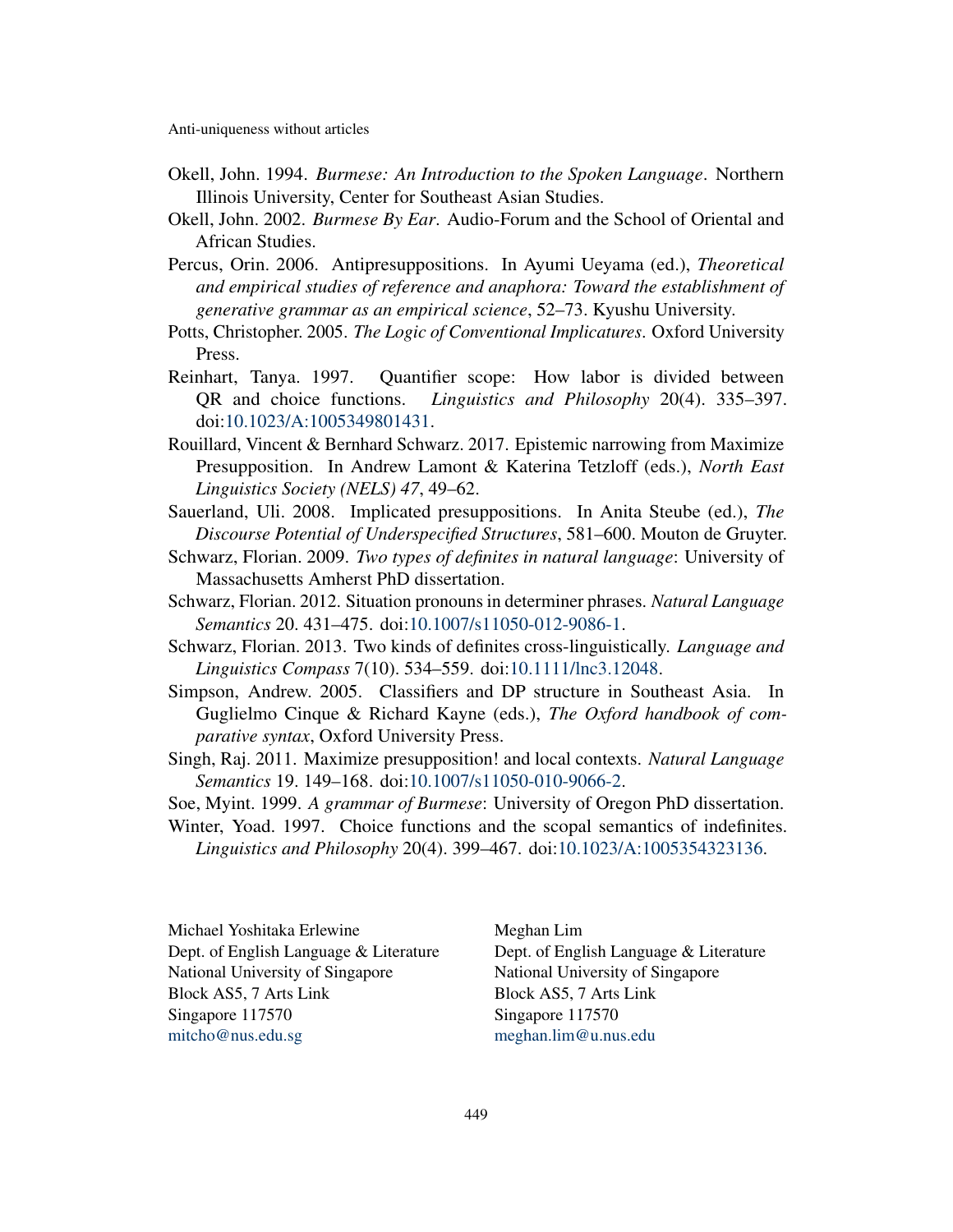Okell, John. 1994. *Burmese: An Introduction to the Spoken Language*. Northern Illinois University, Center for Southeast Asian Studies.

Okell, John. 2002. *Burmese By Ear*. Audio-Forum and the School of Oriental and African Studies.

Percus, Orin. 2006. Antipresuppositions. In Ayumi Ueyama (ed.), *Theoretical and empirical studies of reference and anaphora: Toward the establishment of generative grammar as an empirical science*, 52–73. Kyushu University.

Potts, Christopher. 2005. *The Logic of Conventional Implicatures*. Oxford University Press.

Reinhart, Tanya. 1997. Quantifier scope: How labor is divided between QR and choice functions. *Linguistics and Philosophy* 20(4). 335–397. doi:10.1023/A:1005349801431.

Rouillard, Vincent & Bernhard Schwarz. 2017. Epistemic narrowing from Maximize Presupposition. In Andrew Lamont & Katerina Tetzloff (eds.), *North East Linguistics Society (NELS) 47*, 49–62.

Sauerland, Uli. 2008. Implicated presuppositions. In Anita Steube (ed.), *The Discourse Potential of Underspecified Structures*, 581–600. Mouton de Gruyter.

Schwarz, Florian. 2009. *Two types of definites in natural language*: University of Massachusetts Amherst PhD dissertation.

Schwarz, Florian. 2012. Situation pronouns in determiner phrases. *Natural Language Semantics* 20. 431–475. doi:10.1007/s11050-012-9086-1.

Schwarz, Florian. 2013. Two kinds of definites cross-linguistically. *Language and Linguistics Compass* 7(10). 534–559. doi:10.1111/lnc3.12048.

Simpson, Andrew. 2005. Classifiers and DP structure in Southeast Asia. In Guglielmo Cinque & Richard Kayne (eds.), *The Oxford handbook of comparative syntax*, Oxford University Press.

Singh, Raj. 2011. Maximize presupposition! and local contexts. *Natural Language Semantics* 19. 149–168. doi:10.1007/s11050-010-9066-2.

Soe, Myint. 1999. *A grammar of Burmese*: University of Oregon PhD dissertation.

Winter, Yoad. 1997. Choice functions and the scopal semantics of indefinites. *Linguistics and Philosophy* 20(4). 399–467. doi:10.1023/A:1005354323136.

Michael Yoshitaka Erlewine
Dept. of English Language & Literature
National University of Singapore
Block AS5, 7 Arts Link
Singapore 117570
mitcho@nus.edu.sg

Meghan Lim
Dept. of English Language & Literature
National University of Singapore
Block AS5, 7 Arts Link
Singapore 117570
meghan.lim@u.nus.edu